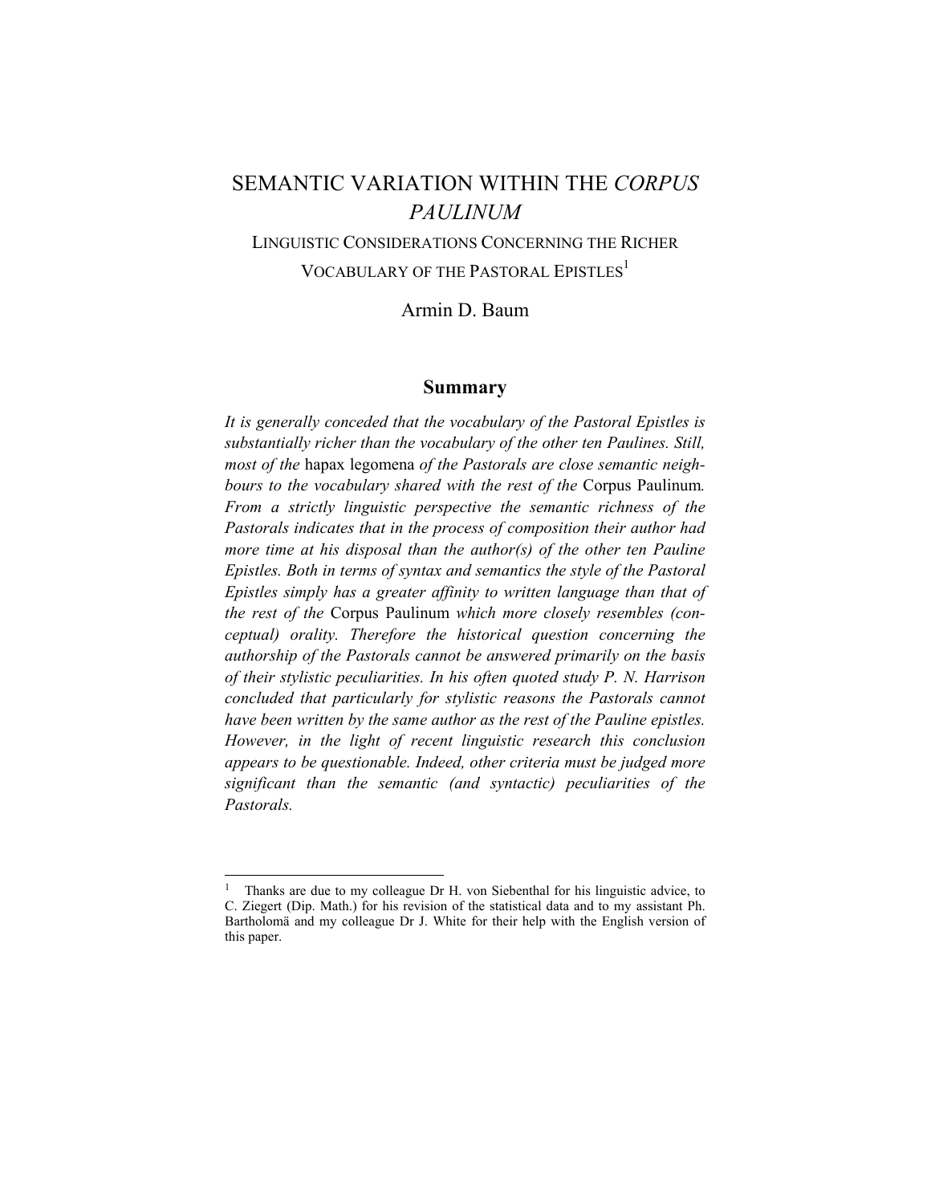# SEMANTIC VARIATION WITHIN THE *CORPUS PAULINUM*

## LINGUISTIC CONSIDERATIONS CONCERNING THE RICHER VOCABULARY OF THE PASTORAL EPISTLES[1]

Armin D. Baum

## Summary

*It is generally conceded that the vocabulary of the Pastoral Epistles is substantially richer than the vocabulary of the other ten Paulines. Still, most of the* hapax legomena *of the Pastorals are close semantic neighbours to the vocabulary shared with the rest of the* Corpus Paulinum*. From a strictly linguistic perspective the semantic richness of the Pastorals indicates that in the process of composition their author had more time at his disposal than the author(s) of the other ten Pauline Epistles. Both in terms of syntax and semantics the style of the Pastoral Epistles simply has a greater affinity to written language than that of the rest of the* Corpus Paulinum *which more closely resembles (conceptual) orality. Therefore the historical question concerning the authorship of the Pastorals cannot be answered primarily on the basis of their stylistic peculiarities. In his often quoted study P. N. Harrison concluded that particularly for stylistic reasons the Pastorals cannot have been written by the same author as the rest of the Pauline epistles. However, in the light of recent linguistic research this conclusion appears to be questionable. Indeed, other criteria must be judged more significant than the semantic (and syntactic) peculiarities of the Pastorals.*

---

[1] Thanks are due to my colleague Dr H. von Siebenthal for his linguistic advice, to C. Ziegert (Dip. Math.) for his revision of the statistical data and to my assistant Ph. Bartholomä and my colleague Dr J. White for their help with the English version of this paper.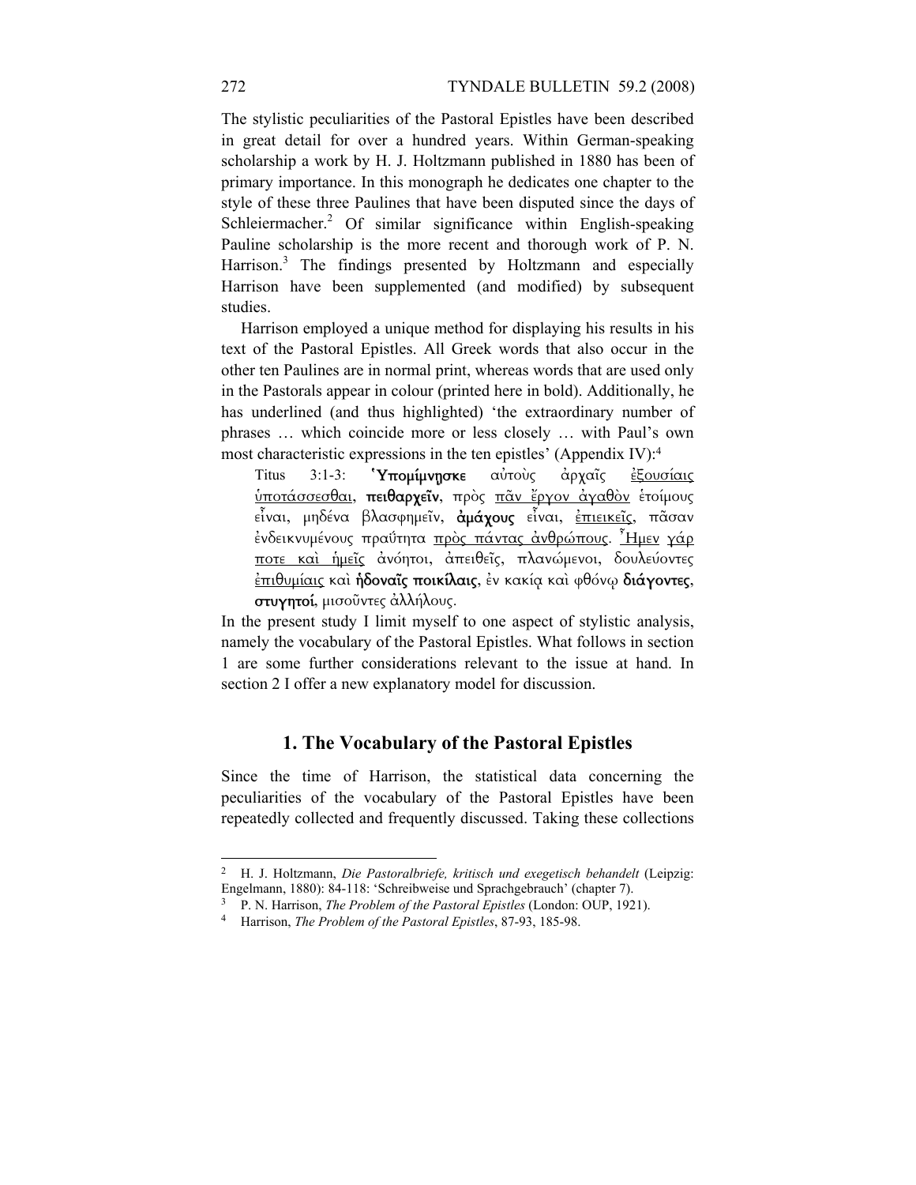The stylistic peculiarities of the Pastoral Epistles have been described in great detail for over a hundred years. Within German-speaking scholarship a work by H. J. Holtzmann published in 1880 has been of primary importance. In this monograph he dedicates one chapter to the style of these three Paulines that have been disputed since the days of Schleiermacher.[2] Of similar significance within English-speaking Pauline scholarship is the more recent and thorough work of P. N. Harrison.[3] The findings presented by Holtzmann and especially Harrison have been supplemented (and modified) by subsequent studies.

Harrison employed a unique method for displaying his results in his text of the Pastoral Epistles. All Greek words that also occur in the other ten Paulines are in normal print, whereas words that are used only in the Pastorals appear in colour (printed here in bold). Additionally, he has underlined (and thus highlighted) 'the extraordinary number of phrases … which coincide more or less closely … with Paul's own most characteristic expressions in the ten epistles' (Appendix IV):[4]

> Titus 3:1-3: **Ὑπομίμνῃσκε** αὐτοὺς ἀρχαῖς <u>ἐξουσίαις ὑποτάσσεσθαι</u>, **πειθαρχεῖν**, πρὸς <u>πᾶν ἔργον ἀγαθὸν</u> ἑτοίμους εἶναι, μηδένα βλασφημεῖν, **ἀμάχους** εἶναι, <u>ἐπιεικεῖς</u>, πᾶσαν ἐνδεικνυμένους πραΰτητα <u>πρὸς πάντας ἀνθρώπους</u>. <u>Ἦμεν γάρ ποτε καὶ ἡμεῖς</u> ἀνόητοι, ἀπειθεῖς, πλανώμενοι, δουλεύοντες <u>ἐπιθυμίαις</u> καὶ **ἡδοναῖς ποικίλαις**, ἐν κακίᾳ καὶ φθόνῳ **διάγοντες**, **στυγητοί**, μισοῦντες ἀλλήλους.

In the present study I limit myself to one aspect of stylistic analysis, namely the vocabulary of the Pastoral Epistles. What follows in section 1 are some further considerations relevant to the issue at hand. In section 2 I offer a new explanatory model for discussion.

## 1. The Vocabulary of the Pastoral Epistles

Since the time of Harrison, the statistical data concerning the peculiarities of the vocabulary of the Pastoral Epistles have been repeatedly collected and frequently discussed. Taking these collections

---

[2] H. J. Holtzmann, *Die Pastoralbriefe, kritisch und exegetisch behandelt* (Leipzig: Engelmann, 1880): 84-118: 'Schreibweise und Sprachgebrauch' (chapter 7).

[3] P. N. Harrison, *The Problem of the Pastoral Epistles* (London: OUP, 1921).

[4] Harrison, *The Problem of the Pastoral Epistles*, 87-93, 185-98.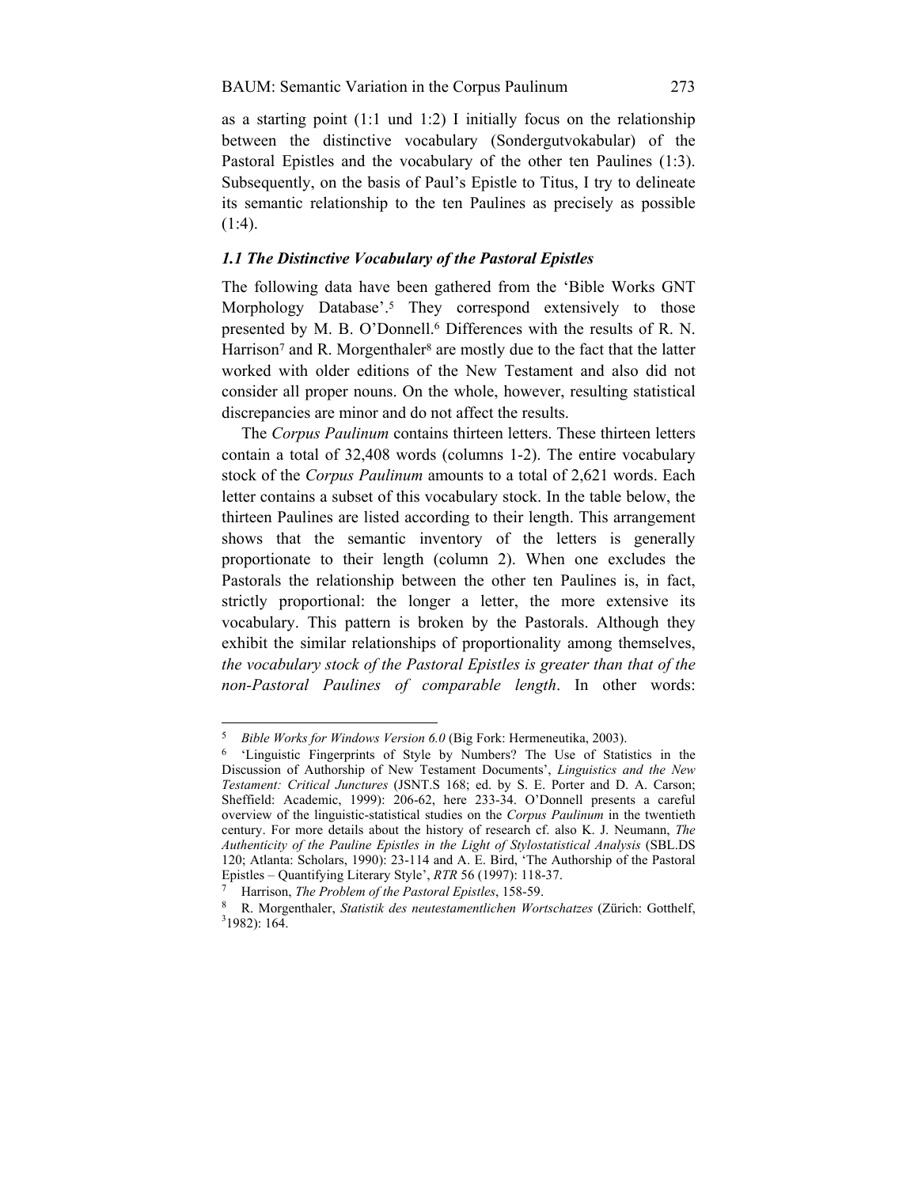as a starting point (1:1 und 1:2) I initially focus on the relationship between the distinctive vocabulary (Sondergutvokabular) of the Pastoral Epistles and the vocabulary of the other ten Paulines (1:3). Subsequently, on the basis of Paul's Epistle to Titus, I try to delineate its semantic relationship to the ten Paulines as precisely as possible (1:4).

### *1.1 The Distinctive Vocabulary of the Pastoral Epistles*

The following data have been gathered from the 'Bible Works GNT Morphology Database'.[5] They correspond extensively to those presented by M. B. O'Donnell.[6] Differences with the results of R. N. Harrison[7] and R. Morgenthaler[8] are mostly due to the fact that the latter worked with older editions of the New Testament and also did not consider all proper nouns. On the whole, however, resulting statistical discrepancies are minor and do not affect the results.

The *Corpus Paulinum* contains thirteen letters. These thirteen letters contain a total of 32,408 words (columns 1-2). The entire vocabulary stock of the *Corpus Paulinum* amounts to a total of 2,621 words. Each letter contains a subset of this vocabulary stock. In the table below, the thirteen Paulines are listed according to their length. This arrangement shows that the semantic inventory of the letters is generally proportionate to their length (column 2). When one excludes the Pastorals the relationship between the other ten Paulines is, in fact, strictly proportional: the longer a letter, the more extensive its vocabulary. This pattern is broken by the Pastorals. Although they exhibit the similar relationships of proportionality among themselves, *the vocabulary stock of the Pastoral Epistles is greater than that of the non-Pastoral Paulines of comparable length*. In other words:

---

[5] *Bible Works for Windows Version 6.0* (Big Fork: Hermeneutika, 2003).

[6] 'Linguistic Fingerprints of Style by Numbers? The Use of Statistics in the Discussion of Authorship of New Testament Documents', *Linguistics and the New Testament: Critical Junctures* (JSNT.S 168; ed. by S. E. Porter and D. A. Carson; Sheffield: Academic, 1999): 206-62, here 233-34. O'Donnell presents a careful overview of the linguistic-statistical studies on the *Corpus Paulinum* in the twentieth century. For more details about the history of research cf. also K. J. Neumann, *The Authenticity of the Pauline Epistles in the Light of Stylostatistical Analysis* (SBL.DS 120; Atlanta: Scholars, 1990): 23-114 and A. E. Bird, 'The Authorship of the Pastoral Epistles – Quantifying Literary Style', *RTR* 56 (1997): 118-37.

[7] Harrison, *The Problem of the Pastoral Epistles*, 158-59.

[8] R. Morgenthaler, *Statistik des neutestamentlichen Wortschatzes* (Zürich: Gotthelf, [3]1982): 164.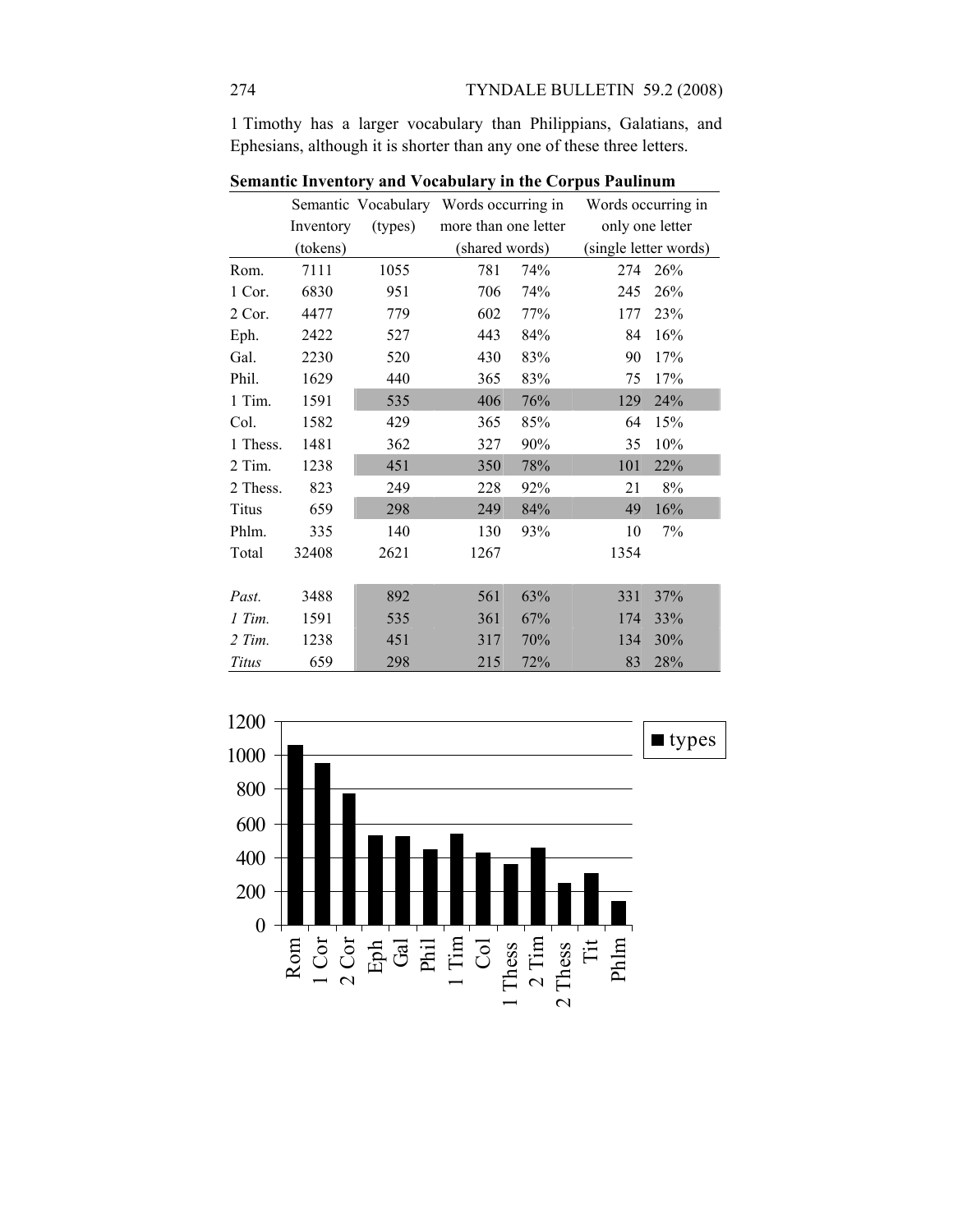1 Timothy has a larger vocabulary than Philippians, Galatians, and Ephesians, although it is shorter than any one of these three letters.

**Semantic Inventory and Vocabulary in the Corpus Paulinum**

| | Semantic Inventory (tokens) | Vocabulary (types) | Words occurring in more than one letter (shared words) | | Words occurring in only one letter (single letter words) | |
|---|---|---|---|---|---|---|
| Rom. | 7111 | 1055 | 781 | 74% | 274 | 26% |
| 1 Cor. | 6830 | 951 | 706 | 74% | 245 | 26% |
| 2 Cor. | 4477 | 779 | 602 | 77% | 177 | 23% |
| Eph. | 2422 | 527 | 443 | 84% | 84 | 16% |
| Gal. | 2230 | 520 | 430 | 83% | 90 | 17% |
| Phil. | 1629 | 440 | 365 | 83% | 75 | 17% |
| 1 Tim. | 1591 | 535 | 406 | 76% | 129 | 24% |
| Col. | 1582 | 429 | 365 | 85% | 64 | 15% |
| 1 Thess. | 1481 | 362 | 327 | 90% | 35 | 10% |
| 2 Tim. | 1238 | 451 | 350 | 78% | 101 | 22% |
| 2 Thess. | 823 | 249 | 228 | 92% | 21 | 8% |
| Titus | 659 | 298 | 249 | 84% | 49 | 16% |
| Phlm. | 335 | 140 | 130 | 93% | 10 | 7% |
| Total | 32408 | 2621 | 1267 | | 1354 | |
| | | | | | | |
| *Past.* | 3488 | 892 | 561 | 63% | 331 | 37% |
| *1 Tim.* | 1591 | 535 | 361 | 67% | 174 | 33% |
| *2 Tim.* | 1238 | 451 | 317 | 70% | 134 | 30% |
| *Titus* | 659 | 298 | 215 | 72% | 83 | 28% |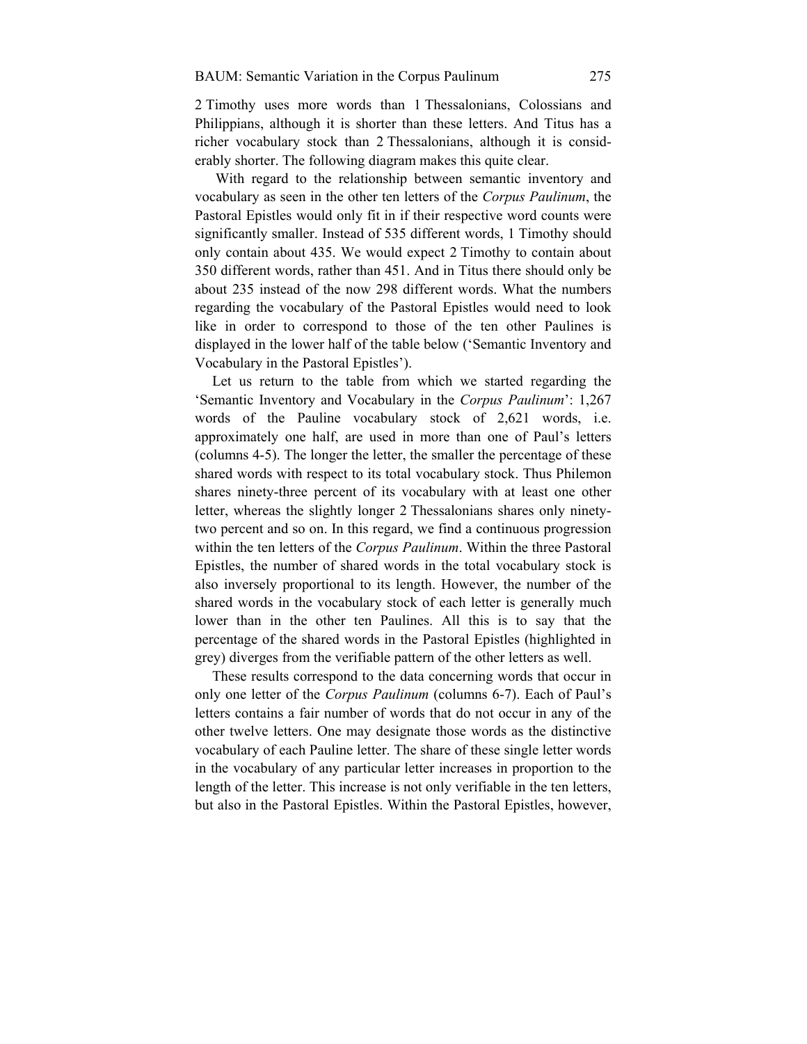2 Timothy uses more words than 1 Thessalonians, Colossians and Philippians, although it is shorter than these letters. And Titus has a richer vocabulary stock than 2 Thessalonians, although it is considerably shorter. The following diagram makes this quite clear.

With regard to the relationship between semantic inventory and vocabulary as seen in the other ten letters of the *Corpus Paulinum*, the Pastoral Epistles would only fit in if their respective word counts were significantly smaller. Instead of 535 different words, 1 Timothy should only contain about 435. We would expect 2 Timothy to contain about 350 different words, rather than 451. And in Titus there should only be about 235 instead of the now 298 different words. What the numbers regarding the vocabulary of the Pastoral Epistles would need to look like in order to correspond to those of the ten other Paulines is displayed in the lower half of the table below ('Semantic Inventory and Vocabulary in the Pastoral Epistles').

Let us return to the table from which we started regarding the 'Semantic Inventory and Vocabulary in the *Corpus Paulinum*': 1,267 words of the Pauline vocabulary stock of 2,621 words, i.e. approximately one half, are used in more than one of Paul's letters (columns 4-5). The longer the letter, the smaller the percentage of these shared words with respect to its total vocabulary stock. Thus Philemon shares ninety-three percent of its vocabulary with at least one other letter, whereas the slightly longer 2 Thessalonians shares only ninety-two percent and so on. In this regard, we find a continuous progression within the ten letters of the *Corpus Paulinum*. Within the three Pastoral Epistles, the number of shared words in the total vocabulary stock is also inversely proportional to its length. However, the number of the shared words in the vocabulary stock of each letter is generally much lower than in the other ten Paulines. All this is to say that the percentage of the shared words in the Pastoral Epistles (highlighted in grey) diverges from the verifiable pattern of the other letters as well.

These results correspond to the data concerning words that occur in only one letter of the *Corpus Paulinum* (columns 6-7). Each of Paul's letters contains a fair number of words that do not occur in any of the other twelve letters. One may designate those words as the distinctive vocabulary of each Pauline letter. The share of these single letter words in the vocabulary of any particular letter increases in proportion to the length of the letter. This increase is not only verifiable in the ten letters, but also in the Pastoral Epistles. Within the Pastoral Epistles, however,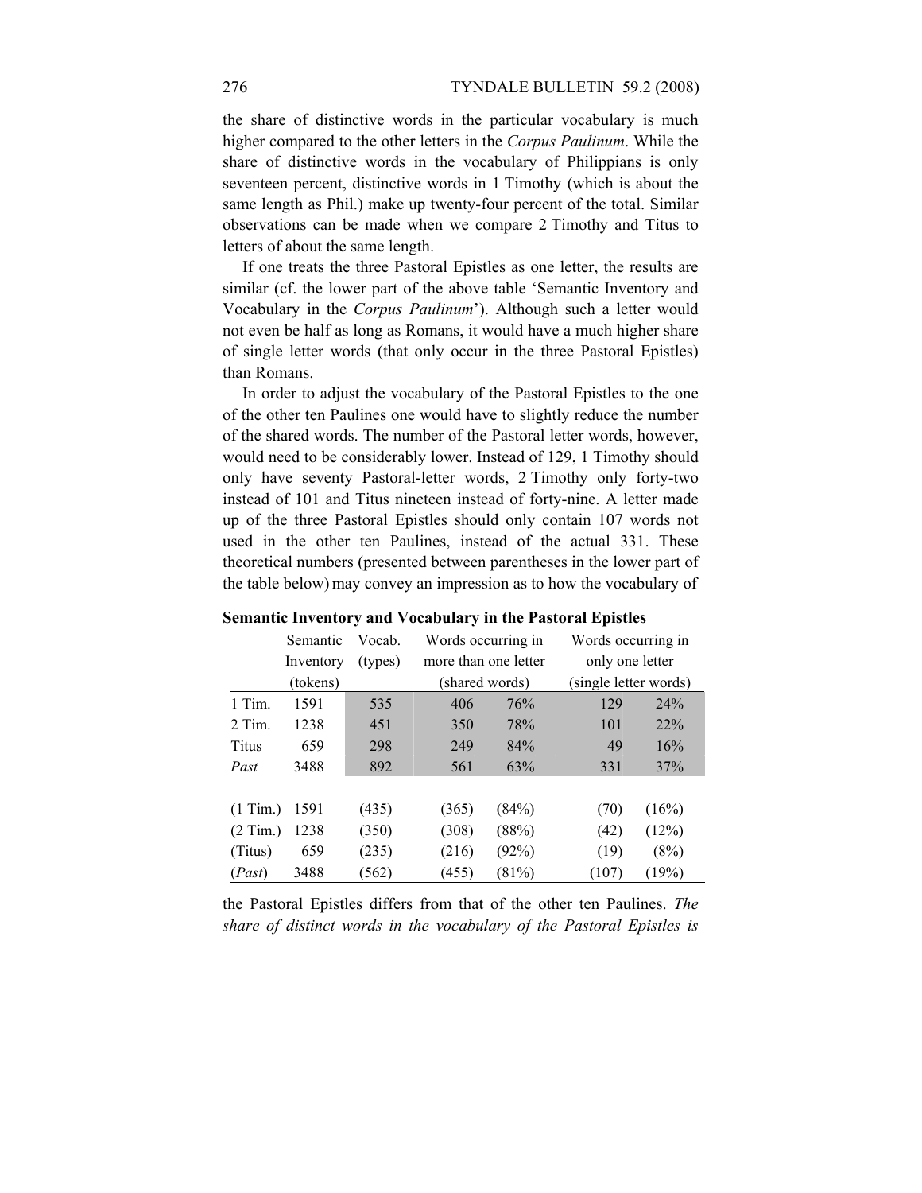the share of distinctive words in the particular vocabulary is much higher compared to the other letters in the *Corpus Paulinum*. While the share of distinctive words in the vocabulary of Philippians is only seventeen percent, distinctive words in 1 Timothy (which is about the same length as Phil.) make up twenty-four percent of the total. Similar observations can be made when we compare 2 Timothy and Titus to letters of about the same length.

If one treats the three Pastoral Epistles as one letter, the results are similar (cf. the lower part of the above table 'Semantic Inventory and Vocabulary in the *Corpus Paulinum*'). Although such a letter would not even be half as long as Romans, it would have a much higher share of single letter words (that only occur in the three Pastoral Epistles) than Romans.

In order to adjust the vocabulary of the Pastoral Epistles to the one of the other ten Paulines one would have to slightly reduce the number of the shared words. The number of the Pastoral letter words, however, would need to be considerably lower. Instead of 129, 1 Timothy should only have seventy Pastoral-letter words, 2 Timothy only forty-two instead of 101 and Titus nineteen instead of forty-nine. A letter made up of the three Pastoral Epistles should only contain 107 words not used in the other ten Paulines, instead of the actual 331. These theoretical numbers (presented between parentheses in the lower part of the table below) may convey an impression as to how the vocabulary of

**Semantic Inventory and Vocabulary in the Pastoral Epistles**

| | Semantic Inventory (tokens) | Vocab. (types) | Words occurring in more than one letter (shared words) | | Words occurring in only one letter (single letter words) | |
|---|---|---|---|---|---|---|
| 1 Tim. | 1591 | 535 | 406 | 76% | 129 | 24% |
| 2 Tim. | 1238 | 451 | 350 | 78% | 101 | 22% |
| Titus | 659 | 298 | 249 | 84% | 49 | 16% |
| *Past* | 3488 | 892 | 561 | 63% | 331 | 37% |
| | | | | | | |
| (1 Tim.) | 1591 | (435) | (365) | (84%) | (70) | (16%) |
| (2 Tim.) | 1238 | (350) | (308) | (88%) | (42) | (12%) |
| (Titus) | 659 | (235) | (216) | (92%) | (19) | (8%) |
| (*Past*) | 3488 | (562) | (455) | (81%) | (107) | (19%) |

the Pastoral Epistles differs from that of the other ten Paulines. *The share of distinct words in the vocabulary of the Pastoral Epistles is*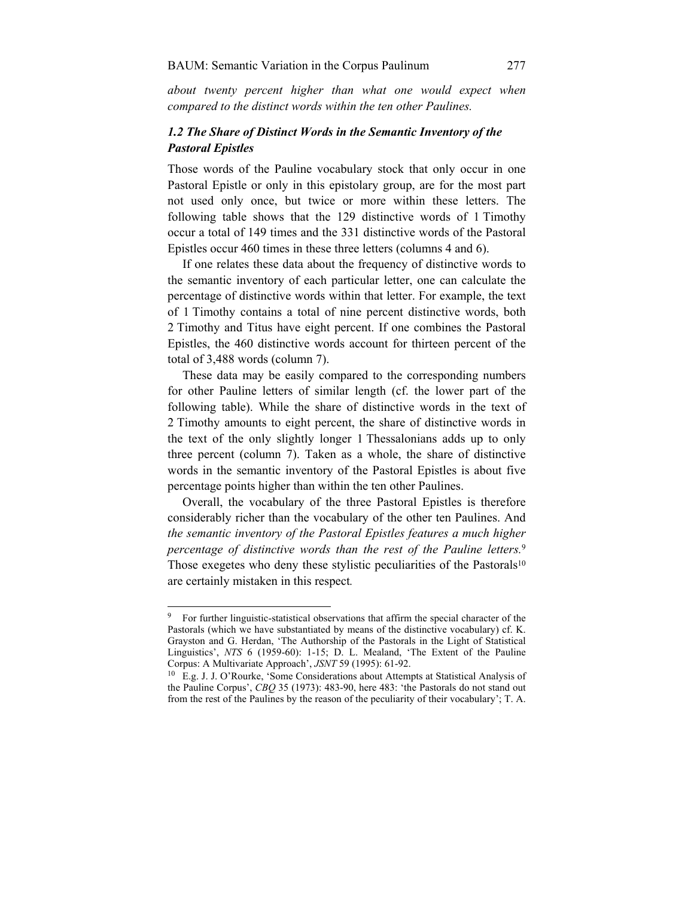*about twenty percent higher than what one would expect when compared to the distinct words within the ten other Paulines.*

### *1.2 The Share of Distinct Words in the Semantic Inventory of the Pastoral Epistles*

Those words of the Pauline vocabulary stock that only occur in one Pastoral Epistle or only in this epistolary group, are for the most part not used only once, but twice or more within these letters. The following table shows that the 129 distinctive words of 1 Timothy occur a total of 149 times and the 331 distinctive words of the Pastoral Epistles occur 460 times in these three letters (columns 4 and 6).

If one relates these data about the frequency of distinctive words to the semantic inventory of each particular letter, one can calculate the percentage of distinctive words within that letter. For example, the text of 1 Timothy contains a total of nine percent distinctive words, both 2 Timothy and Titus have eight percent. If one combines the Pastoral Epistles, the 460 distinctive words account for thirteen percent of the total of 3,488 words (column 7).

These data may be easily compared to the corresponding numbers for other Pauline letters of similar length (cf. the lower part of the following table). While the share of distinctive words in the text of 2 Timothy amounts to eight percent, the share of distinctive words in the text of the only slightly longer 1 Thessalonians adds up to only three percent (column 7). Taken as a whole, the share of distinctive words in the semantic inventory of the Pastoral Epistles is about five percentage points higher than within the ten other Paulines.

Overall, the vocabulary of the three Pastoral Epistles is therefore considerably richer than the vocabulary of the other ten Paulines. And *the semantic inventory of the Pastoral Epistles features a much higher percentage of distinctive words than the rest of the Pauline letters.*[9] Those exegetes who deny these stylistic peculiarities of the Pastorals[10] are certainly mistaken in this respect.

---

[9] For further linguistic-statistical observations that affirm the special character of the Pastorals (which we have substantiated by means of the distinctive vocabulary) cf. K. Grayston and G. Herdan, 'The Authorship of the Pastorals in the Light of Statistical Linguistics', *NTS* 6 (1959-60): 1-15; D. L. Mealand, 'The Extent of the Pauline Corpus: A Multivariate Approach', *JSNT* 59 (1995): 61-92.

[10] E.g. J. J. O'Rourke, 'Some Considerations about Attempts at Statistical Analysis of the Pauline Corpus', *CBQ* 35 (1973): 483-90, here 483: 'the Pastorals do not stand out from the rest of the Paulines by the reason of the peculiarity of their vocabulary'; T. A.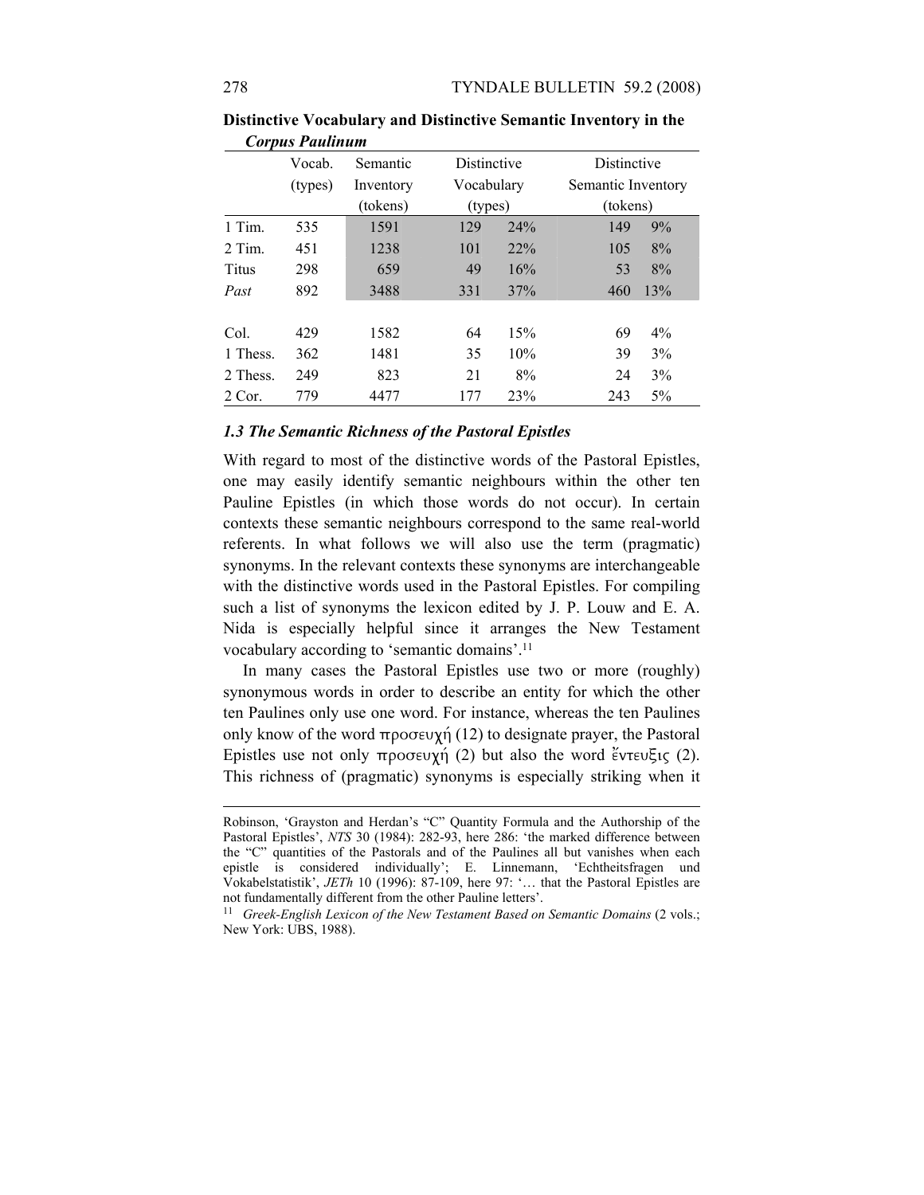**Distinctive Vocabulary and Distinctive Semantic Inventory in the *Corpus Paulinum***

| | Vocab. (types) | Semantic Inventory (tokens) | Distinctive Vocabulary (types) | | Distinctive Semantic Inventory (tokens) | |
|---|---|---|---|---|---|---|
| 1 Tim. | 535 | 1591 | 129 | 24% | 149 | 9% |
| 2 Tim. | 451 | 1238 | 101 | 22% | 105 | 8% |
| Titus | 298 | 659 | 49 | 16% | 53 | 8% |
| *Past* | 892 | 3488 | 331 | 37% | 460 | 13% |
| | | | | | | |
| Col. | 429 | 1582 | 64 | 15% | 69 | 4% |
| 1 Thess. | 362 | 1481 | 35 | 10% | 39 | 3% |
| 2 Thess. | 249 | 823 | 21 | 8% | 24 | 3% |
| 2 Cor. | 779 | 4477 | 177 | 23% | 243 | 5% |

### *1.3 The Semantic Richness of the Pastoral Epistles*

With regard to most of the distinctive words of the Pastoral Epistles, one may easily identify semantic neighbours within the other ten Pauline Epistles (in which those words do not occur). In certain contexts these semantic neighbours correspond to the same real-world referents. In what follows we will also use the term (pragmatic) synonyms. In the relevant contexts these synonyms are interchangeable with the distinctive words used in the Pastoral Epistles. For compiling such a list of synonyms the lexicon edited by J. P. Louw and E. A. Nida is especially helpful since it arranges the New Testament vocabulary according to 'semantic domains'.[11]

In many cases the Pastoral Epistles use two or more (roughly) synonymous words in order to describe an entity for which the other ten Paulines only use one word. For instance, whereas the ten Paulines only know of the word προσευχή (12) to designate prayer, the Pastoral Epistles use not only προσευχή (2) but also the word ἔντευξις (2). This richness of (pragmatic) synonyms is especially striking when it

---

Robinson, 'Grayston and Herdan's "C" Quantity Formula and the Authorship of the Pastoral Epistles', *NTS* 30 (1984): 282-93, here 286: 'the marked difference between the "C" quantities of the Pastorals and of the Paulines all but vanishes when each epistle is considered individually'; E. Linnemann, 'Echtheitsfragen und Vokabelstatistik', *JETh* 10 (1996): 87-109, here 97: '… that the Pastoral Epistles are not fundamentally different from the other Pauline letters'.

[11] *Greek-English Lexicon of the New Testament Based on Semantic Domains* (2 vols.; New York: UBS, 1988).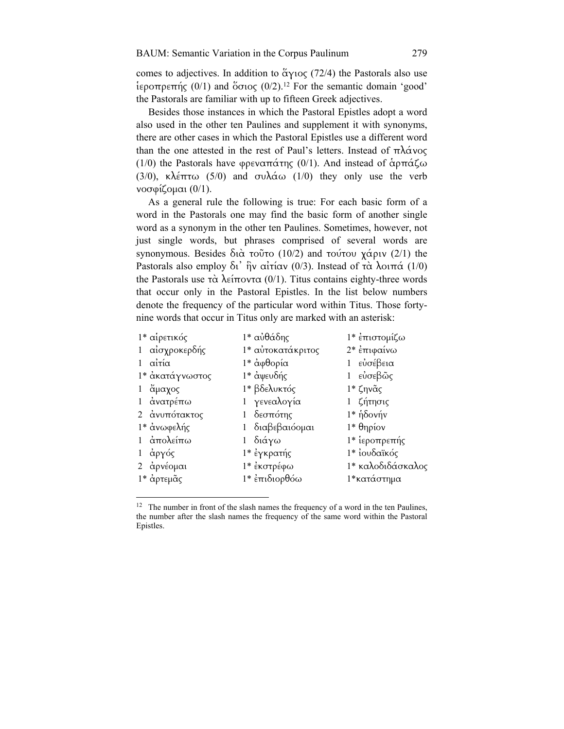comes to adjectives. In addition to ἅγιος (72/4) the Pastorals also use ἱεροπρεπής (0/1) and ὅσιος (0/2).[12] For the semantic domain 'good' the Pastorals are familiar with up to fifteen Greek adjectives.

Besides those instances in which the Pastoral Epistles adopt a word also used in the other ten Paulines and supplement it with synonyms, there are other cases in which the Pastoral Epistles use a different word than the one attested in the rest of Paul's letters. Instead of πλάνος (1/0) the Pastorals have φρεναπάτης (0/1). And instead of ἁρπάζω (3/0), κλέπτω (5/0) and συλάω (1/0) they only use the verb νοσφίζομαι (0/1).

As a general rule the following is true: For each basic form of a word in the Pastorals one may find the basic form of another single word as a synonym in the other ten Paulines. Sometimes, however, not just single words, but phrases comprised of several words are synonymous. Besides διὰ τοῦτο (10/2) and τούτου χάριν (2/1) the Pastorals also employ δι' ἣν αἰτίαν (0/3). Instead of τὰ λοιπά (1/0) the Pastorals use τὰ λείποντα (0/1). Titus contains eighty-three words that occur only in the Pastoral Epistles. In the list below numbers denote the frequency of the particular word within Titus. Those forty-nine words that occur in Titus only are marked with an asterisk:

| | | |
|---|---|---|
| 1* αἱρετικός | 1* αὐθάδης | 1* ἐπιστομίζω |
| 1 αἰσχροκερδής | 1* αὐτοκατάκριτος | 2* ἐπιφαίνω |
| 1 αἰτία | 1* ἀφθορία | 1 εὐσέβεια |
| 1* ἀκατάγνωστος | 1* ἀψευδής | 1 εὐσεβῶς |
| 1 ἄμαχος | 1* βδελυκτός | 1* ζηνᾶς |
| 1 ἀνατρέπω | 1 γενεαλογία | 1 ζήτησις |
| 2 ἀνυπότακτος | 1 δεσπότης | 1* ἡδονήν |
| 1* ἀνωφελής | 1 διαβεβαιόομαι | 1* θηρίον |
| 1 ἀπολείπω | 1 διάγω | 1* ἱεροπρεπής |
| 1 ἀργός | 1* ἐγκρατής | 1* ἰουδαϊκός |
| 2 ἀρνέομαι | 1* ἐκστρέφω | 1* καλοδιδάσκαλος |
| 1* ἀρτεμᾶς | 1* ἐπιδιορθόω | 1* κατάστημα |

[12] The number in front of the slash names the frequency of a word in the ten Paulines, the number after the slash names the frequency of the same word within the Pastoral Epistles.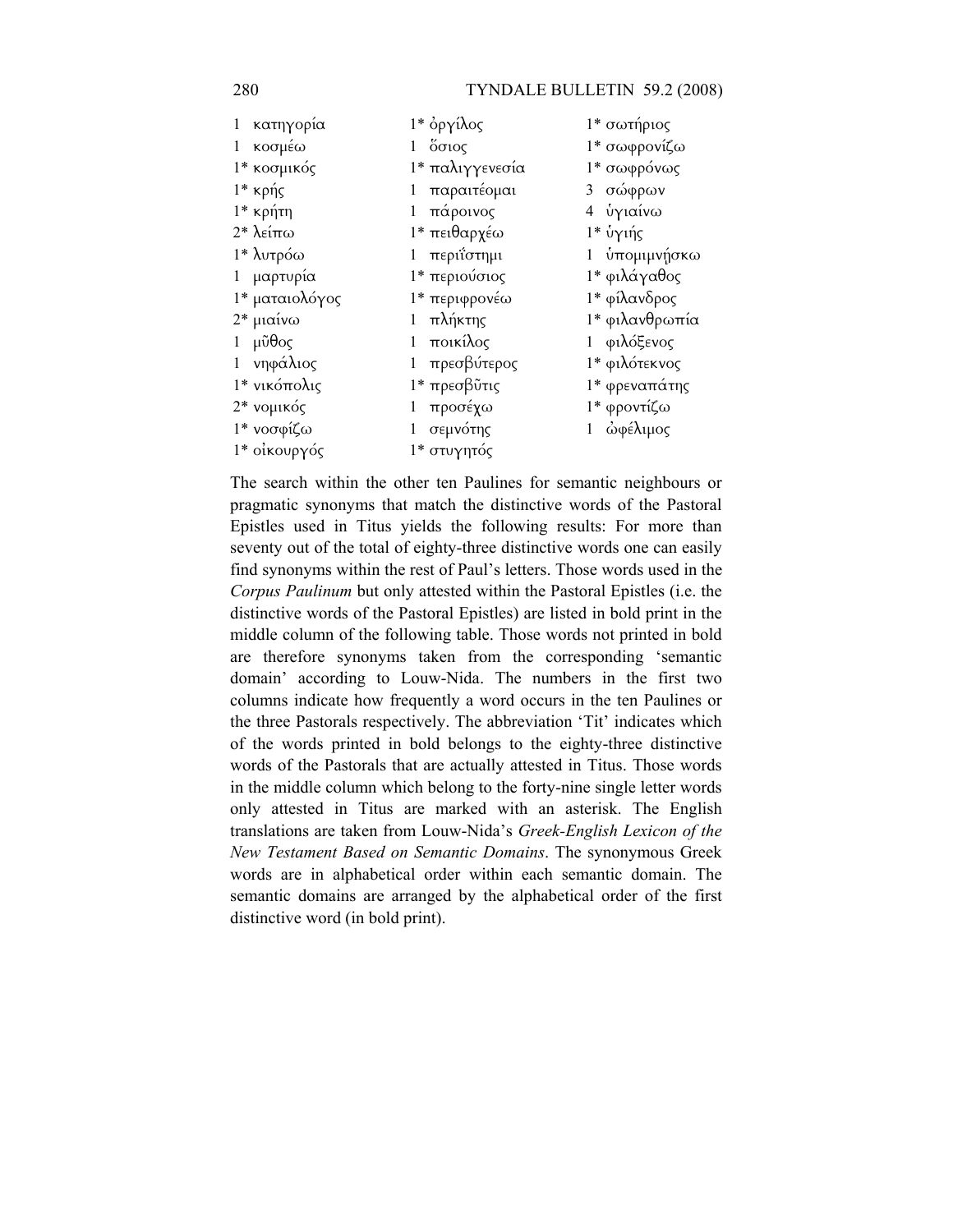| | | |
|---|---|---|
| 1 κατηγορία | 1* ὀργίλος | 1* σωτήριος |
| 1 κοσμέω | 1 ὅσιος | 1* σωφρονίζω |
| 1* κοσμικός | 1* παλιγγενεσία | 1* σωφρόνως |
| 1* κρής | 1 παραιτέομαι | 3 σώφρων |
| 1* κρήτη | 1 πάροινος | 4 ὑγιαίνω |
| 2* λείπω | 1* πειθαρχέω | 1* ὑγιής |
| 1* λυτρόω | 1 περιΐστημι | 1 ὑπομιμνῄσκω |
| 1 μαρτυρία | 1* περιούσιος | 1* φιλάγαθος |
| 1* ματαιολόγος | 1* περιφρονέω | 1* φίλανδρος |
| 2* μιαίνω | 1 πλήκτης | 1* φιλανθρωπία |
| 1 μῦθος | 1 ποικίλος | 1 φιλόξενος |
| 1 νηφάλιος | 1 πρεσβύτερος | 1* φιλότεκνος |
| 1* νικόπολις | 1* πρεσβῦτις | 1* φρεναπάτης |
| 2* νομικός | 1 προσέχω | 1* φροντίζω |
| 1* νοσφίζω | 1 σεμνότης | 1 ὠφέλιμος |
| 1* οἰκουργός | 1* στυγητός | |

The search within the other ten Paulines for semantic neighbours or pragmatic synonyms that match the distinctive words of the Pastoral Epistles used in Titus yields the following results: For more than seventy out of the total of eighty-three distinctive words one can easily find synonyms within the rest of Paul's letters. Those words used in the *Corpus Paulinum* but only attested within the Pastoral Epistles (i.e. the distinctive words of the Pastoral Epistles) are listed in bold print in the middle column of the following table. Those words not printed in bold are therefore synonyms taken from the corresponding 'semantic domain' according to Louw-Nida. The numbers in the first two columns indicate how frequently a word occurs in the ten Paulines or the three Pastorals respectively. The abbreviation 'Tit' indicates which of the words printed in bold belongs to the eighty-three distinctive words of the Pastorals that are actually attested in Titus. Those words in the middle column which belong to the forty-nine single letter words only attested in Titus are marked with an asterisk. The English translations are taken from Louw-Nida's *Greek-English Lexicon of the New Testament Based on Semantic Domains*. The synonymous Greek words are in alphabetical order within each semantic domain. The semantic domains are arranged by the alphabetical order of the first distinctive word (in bold print).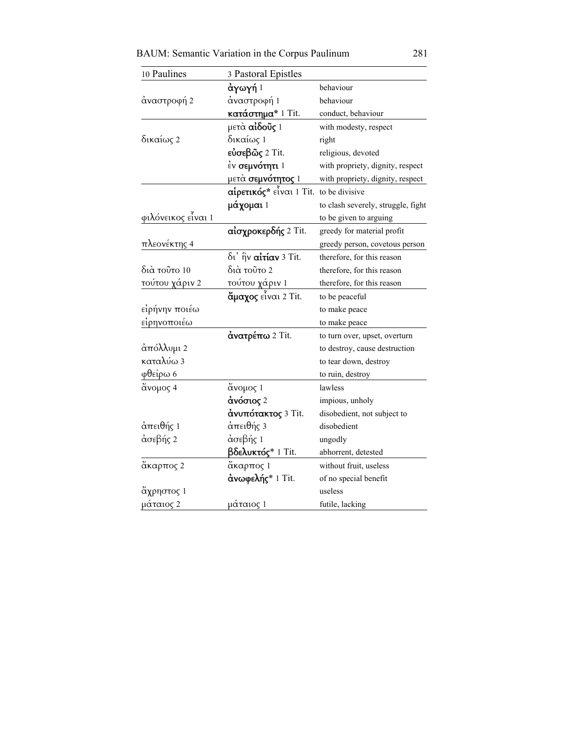| 10 Paulines | 3 Pastoral Epistles | |
|---|---|---|
| | **ἀγωγή** 1 | behaviour |
| ἀναστροφή 2 | ἀναστροφή 1 | behaviour |
| | **κατάστημα*** 1 Tit. | conduct, behaviour |
| | μετὰ **αἰδοῦς** 1 | with modesty, respect |
| δικαίως 2 | δικαίως 1 | right |
| | **εὐσεβῶς** 2 Tit. | religious, devoted |
| | ἐν **σεμνότητι** 1 | with propriety, dignity, respect |
| | μετὰ **σεμνότητος** 1 | with propriety, dignity, respect |
| | **αἱρετικός*** εἶναι 1 Tit. | to be divisive |
| | **μάχομαι** 1 | to clash severely, struggle, fight |
| φιλόνεικος εἶναι 1 | | to be given to arguing |
| | **αἰσχροκερδής** 2 Tit. | greedy for material profit |
| πλεονέκτης 4 | | greedy person, covetous person |
| | δι᾽ ἣν **αἰτίαν** 3 Tit. | therefore, for this reason |
| διὰ τοῦτο 10 | διὰ τοῦτο 2 | therefore, for this reason |
| τούτου χάριν 2 | τούτου χάριν 1 | therefore, for this reason |
| | **ἄμαχος** εἶναι 2 Tit. | to be peaceful |
| εἰρήνην ποιέω | | to make peace |
| εἰρηνοποιέω | | to make peace |
| | **ἀνατρέπω** 2 Tit. | to turn over, upset, overturn |
| ἀπόλλυμι 2 | | to destroy, cause destruction |
| καταλύω 3 | | to tear down, destroy |
| φθείρω 6 | | to ruin, destroy |
| ἄνομος 4 | ἄνομος 1 | lawless |
| | **ἀνόσιος** 2 | impious, unholy |
| | **ἀνυπότακτος** 3 Tit. | disobedient, not subject to |
| ἀπειθής 1 | ἀπειθής 3 | disobedient |
| ἀσεβής 2 | ἀσεβής 1 | ungodly |
| | **βδελυκτός*** 1 Tit. | abhorrent, detested |
| ἄκαρπος 2 | ἄκαρπος 1 | without fruit, useless |
| | **ἀνωφελής*** 1 Tit. | of no special benefit |
| ἄχρηστος 1 | | useless |
| μάταιος 2 | μάταιος 1 | futile, lacking |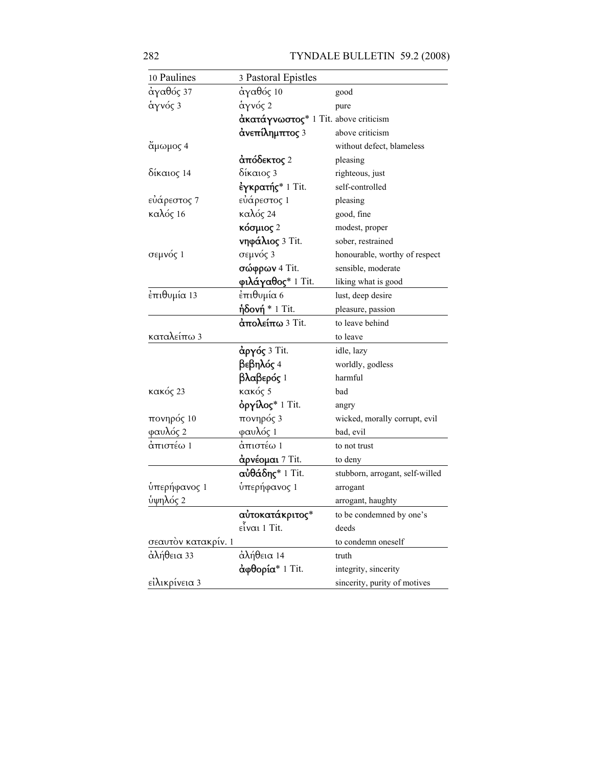| 10 Paulines | 3 Pastoral Epistles | |
|---|---|---|
| ἀγαθός 37 | ἀγαθός 10 | good |
| ἁγνός 3 | ἁγνός 2 | pure |
| | **ἀκατάγνωστος*** 1 Tit. | above criticism |
| | **ἀνεπίλημπτος** 3 | above criticism |
| ἄμωμος 4 | | without defect, blameless |
| | **ἀπόδεκτος** 2 | pleasing |
| δίκαιος 14 | δίκαιος 3 | righteous, just |
| | **ἐγκρατής*** 1 Tit. | self-controlled |
| εὐάρεστος 7 | εὐάρεστος 1 | pleasing |
| καλός 16 | καλός 24 | good, fine |
| | **κόσμιος** 2 | modest, proper |
| | **νηφάλιος** 3 Tit. | sober, restrained |
| σεμνός 1 | σεμνός 3 | honourable, worthy of respect |
| | **σώφρων** 4 Tit. | sensible, moderate |
| | **φιλάγαθος*** 1 Tit. | liking what is good |
| ἐπιθυμία 13 | ἐπιθυμία 6 | lust, deep desire |
| | **ἡδονή** * 1 Tit. | pleasure, passion |
| | **ἀπολείπω** 3 Tit. | to leave behind |
| καταλείπω 3 | | to leave |
| | **ἀργός** 3 Tit. | idle, lazy |
| | **βεβηλός** 4 | worldly, godless |
| | **βλαβερός** 1 | harmful |
| κακός 23 | κακός 5 | bad |
| | **ὀργίλος*** 1 Tit. | angry |
| πονηρός 10 | πονηρός 3 | wicked, morally corrupt, evil |
| φαυλός 2 | φαυλός 1 | bad, evil |
| ἀπιστέω 1 | ἀπιστέω 1 | to not trust |
| | **ἀρνέομαι** 7 Tit. | to deny |
| | **αὐθάδης*** 1 Tit. | stubborn, arrogant, self-willed |
| ὑπερήφανος 1 | ὑπερήφανος 1 | arrogant |
| ὑψηλός 2 | | arrogant, haughty |
| | **αὐτοκατάκριτος*** εἶναι 1 Tit. | to be condemned by one's deeds |
| σεαυτὸν κατακρίν. 1 | | to condemn oneself |
| ἀλήθεια 33 | ἀλήθεια 14 | truth |
| | **ἀφθορία*** 1 Tit. | integrity, sincerity |
| εἰλικρίνεια 3 | | sincerity, purity of motives |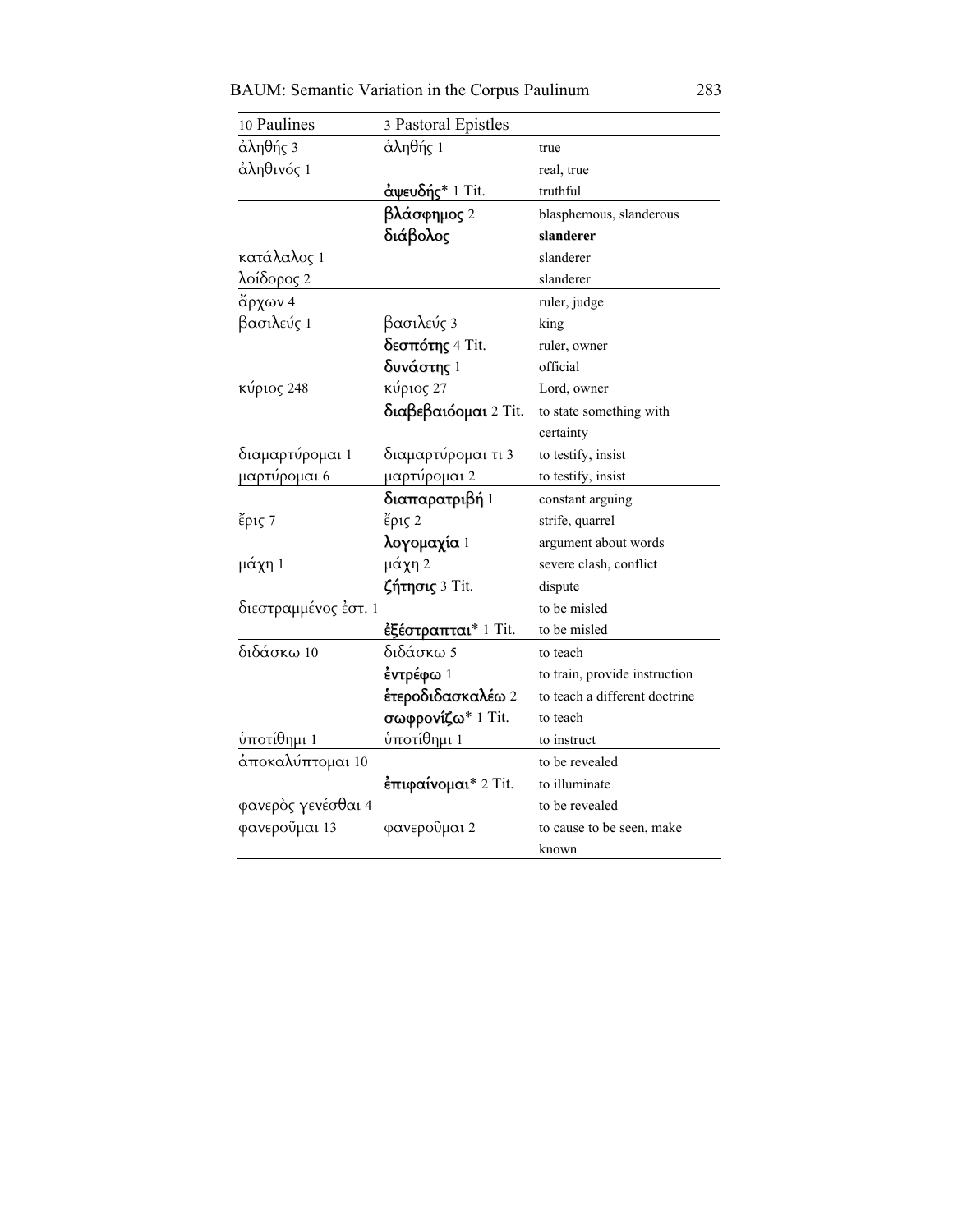| 10 Paulines | 3 Pastoral Epistles | |
|---|---|---|
| ἀληθής 3 | ἀληθής 1 | true |
| ἀληθινός 1 | | real, true |
| | **ἀψευδής*** 1 Tit. | truthful |
| | **βλάσφημος** 2 | blasphemous, slanderous |
| | **διάβολος** | **slanderer** |
| κατάλαλος 1 | | slanderer |
| λοίδορος 2 | | slanderer |
| ἄρχων 4 | | ruler, judge |
| βασιλεύς 1 | βασιλεύς 3 | king |
| | **δεσπότης** 4 Tit. | ruler, owner |
| | **δυνάστης** 1 | official |
| κύριος 248 | κύριος 27 | Lord, owner |
| | **διαβεβαιόομαι** 2 Tit. | to state something with certainty |
| διαμαρτύρομαι 1 | διαμαρτύρομαι τι 3 | to testify, insist |
| μαρτύρομαι 6 | μαρτύρομαι 2 | to testify, insist |
| | **διαπαρατριβή** 1 | constant arguing |
| ἔρις 7 | ἔρις 2 | strife, quarrel |
| | **λογομαχία** 1 | argument about words |
| μάχη 1 | μάχη 2 | severe clash, conflict |
| | **ζήτησις** 3 Tit. | dispute |
| διεστραμμένος ἐστ. 1 | | to be misled |
| | **ἐξέστραπται*** 1 Tit. | to be misled |
| διδάσκω 10 | διδάσκω 5 | to teach |
| | **ἐντρέφω** 1 | to train, provide instruction |
| | **ἑτεροδιδασκαλέω** 2 | to teach a different doctrine |
| | **σωφρονίζω*** 1 Tit. | to teach |
| ὑποτίθημι 1 | ὑποτίθημι 1 | to instruct |
| ἀποκαλύπτομαι 10 | | to be revealed |
| | **ἐπιφαίνομαι*** 2 Tit. | to illuminate |
| φανερὸς γενέσθαι 4 | | to be revealed |
| φανεροῦμαι 13 | φανεροῦμαι 2 | to cause to be seen, make known |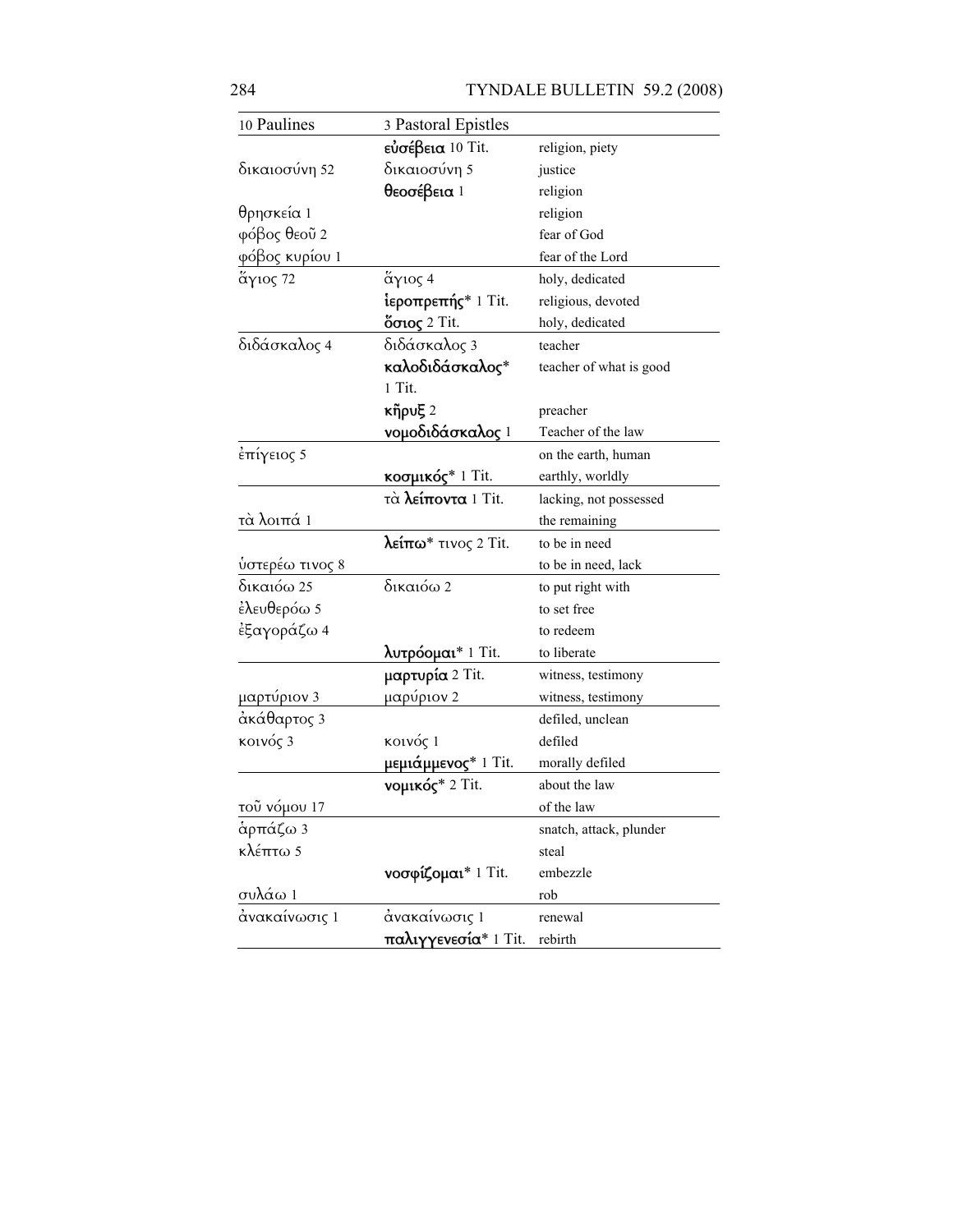| 10 Paulines | 3 Pastoral Epistles | |
|---|---|---|
| | **εὐσέβεια** 10 Tit. | religion, piety |
| δικαιοσύνη 52 | δικαιοσύνη 5 | justice |
| | **θεοσέβεια** 1 | religion |
| θρησκεία 1 | | religion |
| φόβος θεοῦ 2 | | fear of God |
| φόβος κυρίου 1 | | fear of the Lord |
| ἅγιος 72 | ἅγιος 4 | holy, dedicated |
| | **ἱεροπρεπής*** 1 Tit. | religious, devoted |
| | **ὅσιος** 2 Tit. | holy, dedicated |
| διδάσκαλος 4 | διδάσκαλος 3 | teacher |
| | **καλοδιδάσκαλος*** 1 Tit. | teacher of what is good |
| | **κῆρυξ** 2 | preacher |
| | **νομοδιδάσκαλος** 1 | Teacher of the law |
| ἐπίγειος 5 | | on the earth, human |
| | **κοσμικός*** 1 Tit. | earthly, worldly |
| | τὰ **λείποντα** 1 Tit. | lacking, not possessed |
| τὰ λοιπά 1 | | the remaining |
| | **λείπω*** τινος 2 Tit. | to be in need |
| ὑστερέω τινος 8 | | to be in need, lack |
| δικαιόω 25 | δικαιόω 2 | to put right with |
| ἐλευθερόω 5 | | to set free |
| ἐξαγοράζω 4 | | to redeem |
| | **λυτρόομαι*** 1 Tit. | to liberate |
| | **μαρτυρία** 2 Tit. | witness, testimony |
| μαρτύριον 3 | μαρύριον 2 | witness, testimony |
| ἀκάθαρτος 3 | | defiled, unclean |
| κοινός 3 | κοινός 1 | defiled |
| | **μεμιάμμενος*** 1 Tit. | morally defiled |
| | **νομικός*** 2 Tit. | about the law |
| τοῦ νόμου 17 | | of the law |
| ἁρπάζω 3 | | snatch, attack, plunder |
| κλέπτω 5 | | steal |
| | **νοσφίζομαι*** 1 Tit. | embezzle |
| συλάω 1 | | rob |
| ἀνακαίνωσις 1 | ἀνακαίνωσις 1 | renewal |
| | **παλιγγενεσία*** 1 Tit. | rebirth |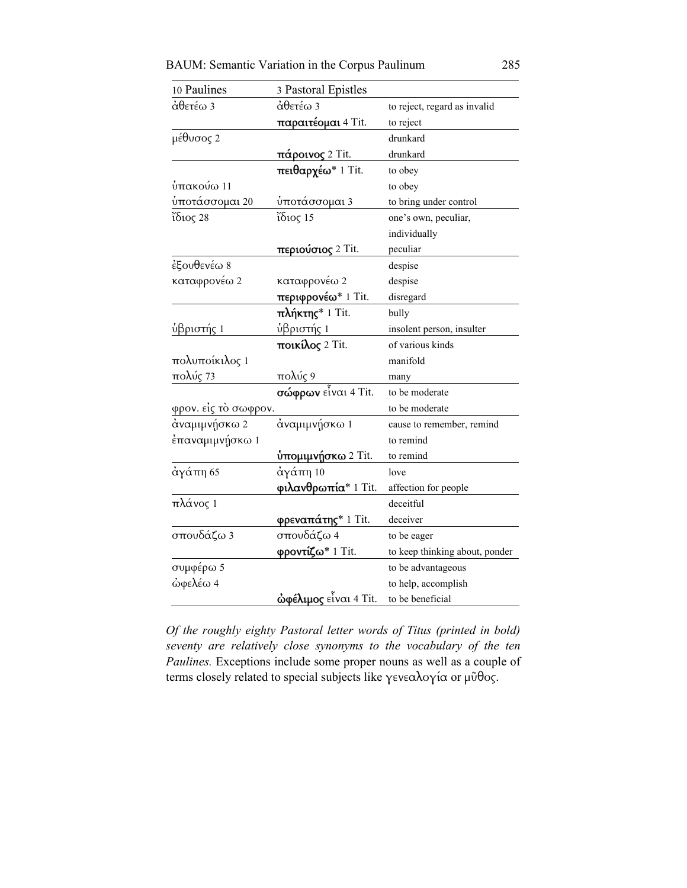| 10 Paulines | 3 Pastoral Epistles | |
|---|---|---|
| ἀθετέω 3 | ἀθετέω 3 | to reject, regard as invalid |
| | **παραιτέομαι** 4 Tit. | to reject |
| μέθυσος 2 | | drunkard |
| | **πάροινος** 2 Tit. | drunkard |
| | **πειθαρχέω*** 1 Tit. | to obey |
| ὑπακούω 11 | | to obey |
| ὑποτάσσομαι 20 | ὑποτάσσομαι 3 | to bring under control |
| ἴδιος 28 | ἴδιος 15 | one's own, peculiar, individually |
| | **περιούσιος** 2 Tit. | peculiar |
| ἐξουθενέω 8 | | despise |
| καταφρονέω 2 | καταφρονέω 2 | despise |
| | **περιφρονέω*** 1 Tit. | disregard |
| | **πλήκτης*** 1 Tit. | bully |
| ὑβριστής 1 | ὑβριστής 1 | insolent person, insulter |
| | **ποικίλος** 2 Tit. | of various kinds |
| πολυποίκιλος 1 | | manifold |
| πολύς 73 | πολύς 9 | many |
| | **σώφρων** εἶναι 4 Tit. | to be moderate |
| φρον. εἰς τὸ σωφρον. | | to be moderate |
| ἀναμιμνῄσκω 2 | ἀναμιμνῄσκω 1 | cause to remember, remind |
| ἐπαναμιμνῄσκω 1 | | to remind |
| | **ὑπομιμνῄσκω** 2 Tit. | to remind |
| ἀγάπη 65 | ἀγάπη 10 | love |
| | **φιλανθρωπία*** 1 Tit. | affection for people |
| πλάνος 1 | | deceitful |
| | **φρεναπάτης*** 1 Tit. | deceiver |
| σπουδάζω 3 | σπουδάζω 4 | to be eager |
| | **φροντίζω*** 1 Tit. | to keep thinking about, ponder |
| συμφέρω 5 | | to be advantageous |
| ὠφελέω 4 | | to help, accomplish |
| | **ὠφέλιμος** εἶναι 4 Tit. | to be beneficial |

*Of the roughly eighty Pastoral letter words of Titus (printed in bold) seventy are relatively close synonyms to the vocabulary of the ten Paulines.* Exceptions include some proper nouns as well as a couple of terms closely related to special subjects like γενεαλογία or μῦθος.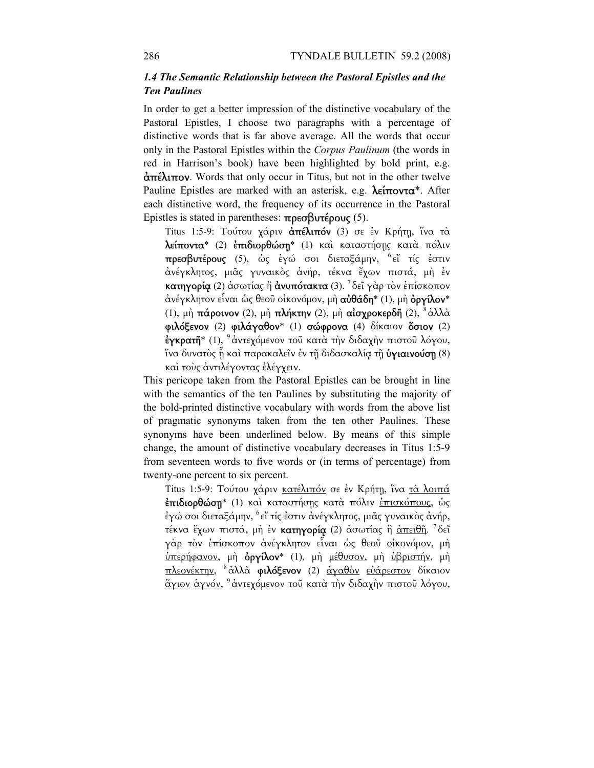### *1.4 The Semantic Relationship between the Pastoral Epistles and the Ten Paulines*

In order to get a better impression of the distinctive vocabulary of the Pastoral Epistles, I choose two paragraphs with a percentage of distinctive words that is far above average. All the words that occur only in the Pastoral Epistles within the *Corpus Paulinum* (the words in red in Harrison's book) have been highlighted by bold print, e.g. **ἀπέλιπον**. Words that only occur in Titus, but not in the other twelve Pauline Epistles are marked with an asterisk, e.g. **λείποντα***. After each distinctive word, the frequency of its occurrence in the Pastoral Epistles is stated in parentheses: **πρεσβυτέρους** (5).

> Titus 1:5-9: Τούτου χάριν **ἀπέλιπόν** (3) σε ἐν Κρήτῃ, ἵνα τὰ **λείποντα*** (2) **ἐπιδιορθώσῃ*** (1) καὶ καταστήσῃς κατὰ πόλιν **πρεσβυτέρους** (5), ὡς ἐγώ σοι διεταξάμην, [6] εἴ τίς ἐστιν ἀνέγκλητος, μιᾶς γυναικὸς ἀνήρ, τέκνα ἔχων πιστά, μὴ ἐν **κατηγορίᾳ** (2) ἀσωτίας ἢ **ἀνυπότακτα** (3). [7] δεῖ γὰρ τὸν ἐπίσκοπον ἀνέγκλητον εἶναι ὡς θεοῦ οἰκονόμον, μὴ **αὐθάδη*** (1), μὴ **ὀργίλον*** (1), μὴ **πάροινον** (2), μὴ **πλήκτην** (2), μὴ **αἰσχροκερδῆ** (2), [8] ἀλλὰ **φιλόξενον** (2) **φιλάγαθον*** (1) **σώφρονα** (4) δίκαιον **ὅσιον** (2) **ἐγκρατῆ*** (1), [9] ἀντεχόμενον τοῦ κατὰ τὴν διδαχὴν πιστοῦ λόγου, ἵνα δυνατὸς ᾖ καὶ παρακαλεῖν ἐν τῇ διδασκαλίᾳ τῇ **ὑγιαινούσῃ** (8) καὶ τοὺς ἀντιλέγοντας ἐλέγχειν.

This pericope taken from the Pastoral Epistles can be brought in line with the semantics of the ten Paulines by substituting the majority of the bold-printed distinctive vocabulary with words from the above list of pragmatic synonyms taken from the ten other Paulines. These synonyms have been underlined below. By means of this simple change, the amount of distinctive vocabulary decreases in Titus 1:5-9 from seventeen words to five words or (in terms of percentage) from twenty-one percent to six percent.

> Titus 1:5-9: Τούτου χάριν <u>κατέλιπόν</u> σε ἐν Κρήτῃ, ἵνα <u>τὰ λοιπὰ</u> **ἐπιδιορθώσῃ*** (1) καὶ καταστήσῃς κατὰ πόλιν <u>ἐπισκόπους</u>, ὡς ἐγώ σοι διεταξάμην, [6] εἴ τίς ἐστιν ἀνέγκλητος, μιᾶς γυναικὸς ἀνήρ, τέκνα ἔχων πιστά, μὴ ἐν **κατηγορίᾳ** (2) ἀσωτίας ἢ <u>ἀπειθῆ</u>. [7] δεῖ γὰρ τὸν ἐπίσκοπον ἀνέγκλητον εἶναι ὡς θεοῦ οἰκονόμον, μὴ <u>ὑπερήφανον</u>, μὴ **ὀργίλον*** (1), μὴ <u>μέθυσον</u>, μὴ <u>ὑβριστήν</u>, μὴ <u>πλεονέκτην</u>, [8] ἀλλὰ **φιλόξενον** (2) <u>ἀγαθὸν</u> <u>εὐάρεστον</u> δίκαιον <u>ἅγιον</u> <u>ἁγνόν</u>, [9] ἀντεχόμενον τοῦ κατὰ τὴν διδαχὴν πιστοῦ λόγου,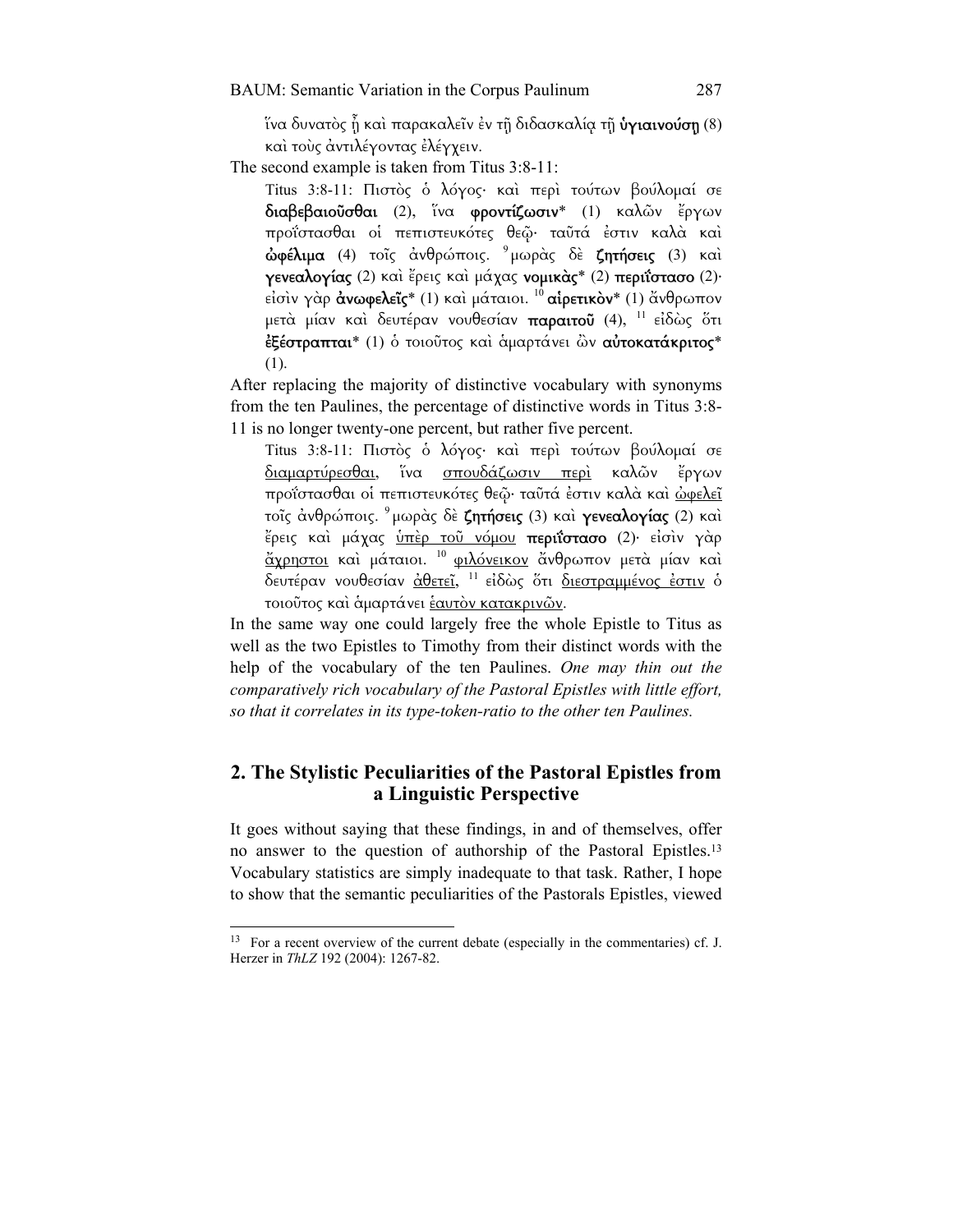ἵνα δυνατὸς ᾖ καὶ παρακαλεῖν ἐν τῇ διδασκαλίᾳ τῇ **ὑγιαινούσῃ** (8) καὶ τοὺς ἀντιλέγοντας ἐλέγχειν.

The second example is taken from Titus 3:8-11:

> Titus 3:8-11: Πιστὸς ὁ λόγος· καὶ περὶ τούτων βούλομαί σε **διαβεβαιοῦσθαι** (2), ἵνα **φροντίζωσιν*** (1) καλῶν ἔργων προΐστασθαι οἱ πεπιστευκότες θεῷ· ταῦτά ἐστιν καλὰ καὶ **ὠφέλιμα** (4) τοῖς ἀνθρώποις. [9] μωρὰς δὲ **ζητήσεις** (3) καὶ **γενεαλογίας** (2) καὶ ἔρεις καὶ μάχας **νομικὰς*** (2) **περιΐστασο** (2)· εἰσὶν γὰρ **ἀνωφελεῖς*** (1) καὶ μάταιοι. [10] **αἱρετικὸν*** (1) ἄνθρωπον μετὰ μίαν καὶ δευτέραν νουθεσίαν **παραιτοῦ** (4), [11] εἰδὼς ὅτι **ἐξέστραπται*** (1) ὁ τοιοῦτος καὶ ἁμαρτάνει ὢν **αὐτοκατάκριτος*** (1).

After replacing the majority of distinctive vocabulary with synonyms from the ten Paulines, the percentage of distinctive words in Titus 3:8-11 is no longer twenty-one percent, but rather five percent.

> Titus 3:8-11: Πιστὸς ὁ λόγος· καὶ περὶ τούτων βούλομαί σε <u>διαμαρτύρεσθαι</u>, ἵνα <u>σπουδάζωσιν περὶ</u> καλῶν ἔργων προΐστασθαι οἱ πεπιστευκότες θεῷ· ταῦτά ἐστιν καλὰ καὶ <u>ὠφελεῖ</u> τοῖς ἀνθρώποις. [9] μωρὰς δὲ **ζητήσεις** (3) καὶ **γενεαλογίας** (2) καὶ ἔρεις καὶ μάχας <u>ὑπὲρ τοῦ νόμου</u> **περιΐστασο** (2)· εἰσὶν γὰρ <u>ἄχρηστοι</u> καὶ μάταιοι. [10] <u>φιλόνεικον</u> ἄνθρωπον μετὰ μίαν καὶ δευτέραν νουθεσίαν <u>ἀθετεῖ</u>, [11] εἰδὼς ὅτι <u>διεστραμμένος ἐστιν</u> ὁ τοιοῦτος καὶ ἁμαρτάνει <u>ἑαυτὸν κατακρινῶν</u>.

In the same way one could largely free the whole Epistle to Titus as well as the two Epistles to Timothy from their distinct words with the help of the vocabulary of the ten Paulines. *One may thin out the comparatively rich vocabulary of the Pastoral Epistles with little effort, so that it correlates in its type-token-ratio to the other ten Paulines.*

## 2. The Stylistic Peculiarities of the Pastoral Epistles from a Linguistic Perspective

It goes without saying that these findings, in and of themselves, offer no answer to the question of authorship of the Pastoral Epistles.[13] Vocabulary statistics are simply inadequate to that task. Rather, I hope to show that the semantic peculiarities of the Pastorals Epistles, viewed

---

[13] For a recent overview of the current debate (especially in the commentaries) cf. J. Herzer in *ThLZ* 192 (2004): 1267-82.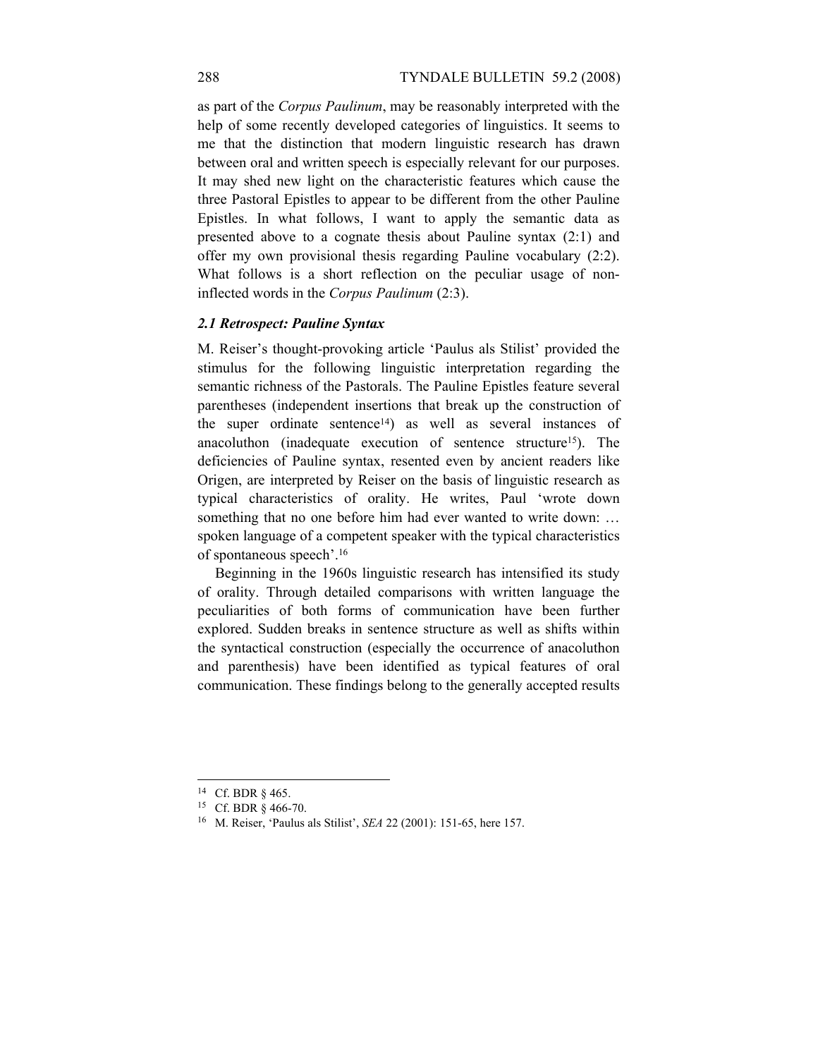as part of the *Corpus Paulinum*, may be reasonably interpreted with the help of some recently developed categories of linguistics. It seems to me that the distinction that modern linguistic research has drawn between oral and written speech is especially relevant for our purposes. It may shed new light on the characteristic features which cause the three Pastoral Epistles to appear to be different from the other Pauline Epistles. In what follows, I want to apply the semantic data as presented above to a cognate thesis about Pauline syntax (2:1) and offer my own provisional thesis regarding Pauline vocabulary (2:2). What follows is a short reflection on the peculiar usage of non-inflected words in the *Corpus Paulinum* (2:3).

### *2.1 Retrospect: Pauline Syntax*

M. Reiser's thought-provoking article 'Paulus als Stilist' provided the stimulus for the following linguistic interpretation regarding the semantic richness of the Pastorals. The Pauline Epistles feature several parentheses (independent insertions that break up the construction of the super ordinate sentence[14]) as well as several instances of anacoluthon (inadequate execution of sentence structure[15]). The deficiencies of Pauline syntax, resented even by ancient readers like Origen, are interpreted by Reiser on the basis of linguistic research as typical characteristics of orality. He writes, Paul 'wrote down something that no one before him had ever wanted to write down: … spoken language of a competent speaker with the typical characteristics of spontaneous speech'.[16]

Beginning in the 1960s linguistic research has intensified its study of orality. Through detailed comparisons with written language the peculiarities of both forms of communication have been further explored. Sudden breaks in sentence structure as well as shifts within the syntactical construction (especially the occurrence of anacoluthon and parenthesis) have been identified as typical features of oral communication. These findings belong to the generally accepted results

---

[14] Cf. BDR § 465.

[15] Cf. BDR § 466-70.

[16] M. Reiser, 'Paulus als Stilist', *SEA* 22 (2001): 151-65, here 157.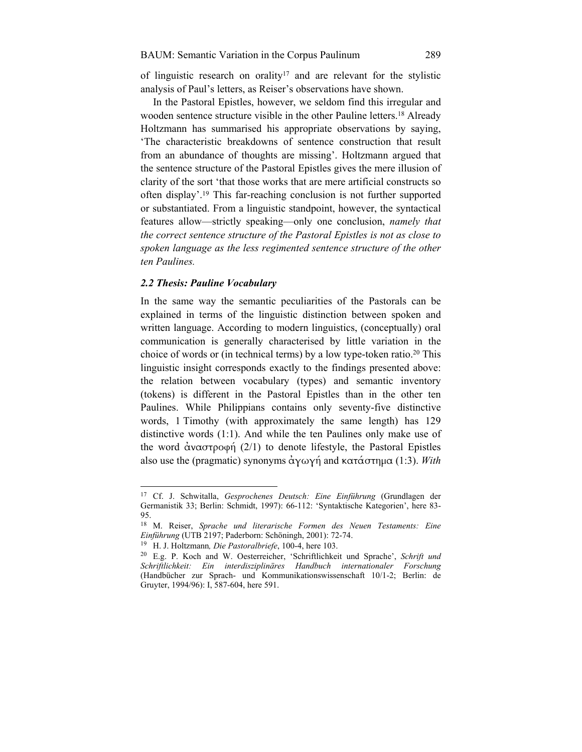of linguistic research on orality[17] and are relevant for the stylistic analysis of Paul's letters, as Reiser's observations have shown.

In the Pastoral Epistles, however, we seldom find this irregular and wooden sentence structure visible in the other Pauline letters.[18] Already Holtzmann has summarised his appropriate observations by saying, 'The characteristic breakdowns of sentence construction that result from an abundance of thoughts are missing'. Holtzmann argued that the sentence structure of the Pastoral Epistles gives the mere illusion of clarity of the sort 'that those works that are mere artificial constructs so often display'.[19] This far-reaching conclusion is not further supported or substantiated. From a linguistic standpoint, however, the syntactical features allow—strictly speaking—only one conclusion, *namely that the correct sentence structure of the Pastoral Epistles is not as close to spoken language as the less regimented sentence structure of the other ten Paulines.*

### *2.2 Thesis: Pauline Vocabulary*

In the same way the semantic peculiarities of the Pastorals can be explained in terms of the linguistic distinction between spoken and written language. According to modern linguistics, (conceptually) oral communication is generally characterised by little variation in the choice of words or (in technical terms) by a low type-token ratio.[20] This linguistic insight corresponds exactly to the findings presented above: the relation between vocabulary (types) and semantic inventory (tokens) is different in the Pastoral Epistles than in the other ten Paulines. While Philippians contains only seventy-five distinctive words, 1 Timothy (with approximately the same length) has 129 distinctive words (1:1). And while the ten Paulines only make use of the word ἀναστροφή (2/1) to denote lifestyle, the Pastoral Epistles also use the (pragmatic) synonyms ἀγωγή and κατάστημα (1:3). *With*

---

[17] Cf. J. Schwitalla, *Gesprochenes Deutsch: Eine Einführung* (Grundlagen der Germanistik 33; Berlin: Schmidt, 1997): 66-112: 'Syntaktische Kategorien', here 83-95.

[18] M. Reiser, *Sprache und literarische Formen des Neuen Testaments: Eine Einführung* (UTB 2197; Paderborn: Schöningh, 2001): 72-74.

[19] H. J. Holtzmann*, Die Pastoralbriefe*, 100-4, here 103.

[20] E.g. P. Koch and W. Oesterreicher, 'Schriftlichkeit und Sprache', *Schrift und Schriftlichkeit: Ein interdisziplinäres Handbuch internationaler Forschung* (Handbücher zur Sprach- und Kommunikationswissenschaft 10/1-2; Berlin: de Gruyter, 1994/96): I, 587-604, here 591.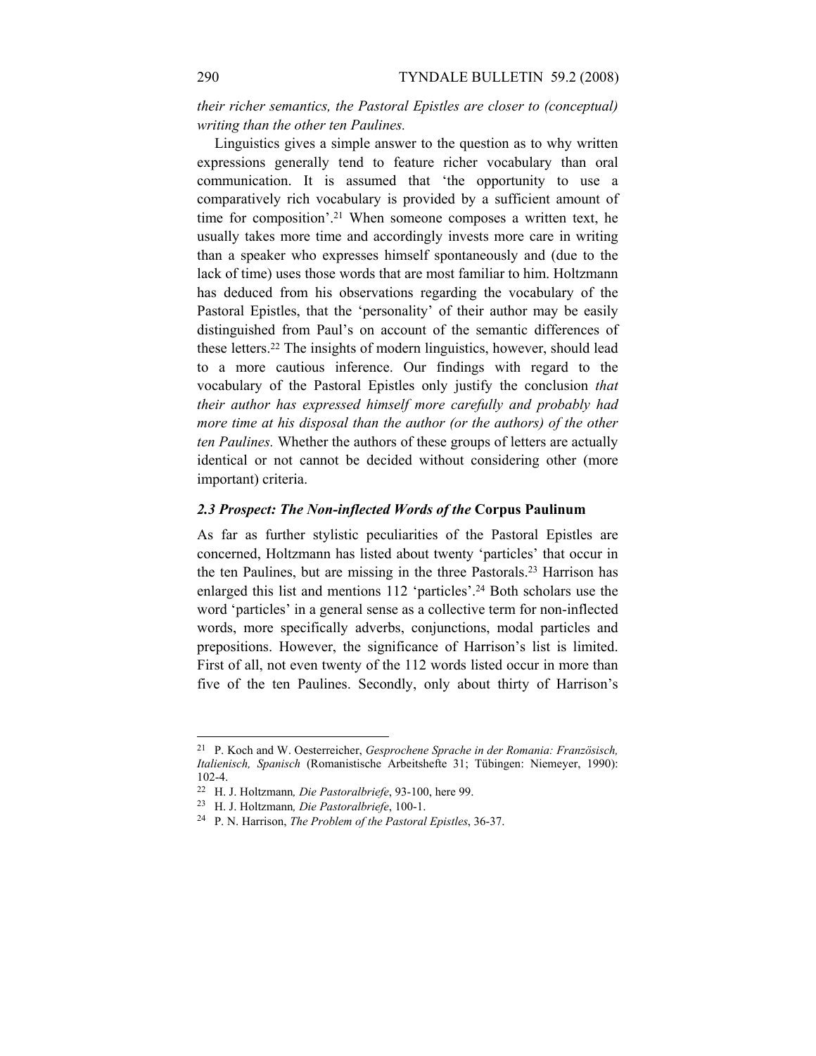*their richer semantics, the Pastoral Epistles are closer to (conceptual) writing than the other ten Paulines.*

Linguistics gives a simple answer to the question as to why written expressions generally tend to feature richer vocabulary than oral communication. It is assumed that 'the opportunity to use a comparatively rich vocabulary is provided by a sufficient amount of time for composition'.[21] When someone composes a written text, he usually takes more time and accordingly invests more care in writing than a speaker who expresses himself spontaneously and (due to the lack of time) uses those words that are most familiar to him. Holtzmann has deduced from his observations regarding the vocabulary of the Pastoral Epistles, that the 'personality' of their author may be easily distinguished from Paul's on account of the semantic differences of these letters.[22] The insights of modern linguistics, however, should lead to a more cautious inference. Our findings with regard to the vocabulary of the Pastoral Epistles only justify the conclusion *that their author has expressed himself more carefully and probably had more time at his disposal than the author (or the authors) of the other ten Paulines.* Whether the authors of these groups of letters are actually identical or not cannot be decided without considering other (more important) criteria.

### *2.3 Prospect: The Non-inflected Words of the* **Corpus Paulinum**

As far as further stylistic peculiarities of the Pastoral Epistles are concerned, Holtzmann has listed about twenty 'particles' that occur in the ten Paulines, but are missing in the three Pastorals.[23] Harrison has enlarged this list and mentions 112 'particles'.[24] Both scholars use the word 'particles' in a general sense as a collective term for non-inflected words, more specifically adverbs, conjunctions, modal particles and prepositions. However, the significance of Harrison's list is limited. First of all, not even twenty of the 112 words listed occur in more than five of the ten Paulines. Secondly, only about thirty of Harrison's

---

[21] P. Koch and W. Oesterreicher, *Gesprochene Sprache in der Romania: Französisch, Italienisch, Spanisch* (Romanistische Arbeitshefte 31; Tübingen: Niemeyer, 1990): 102-4.

[22] H. J. Holtzmann*, Die Pastoralbriefe*, 93-100, here 99.

[23] H. J. Holtzmann*, Die Pastoralbriefe*, 100-1.

[24] P. N. Harrison, *The Problem of the Pastoral Epistles*, 36-37.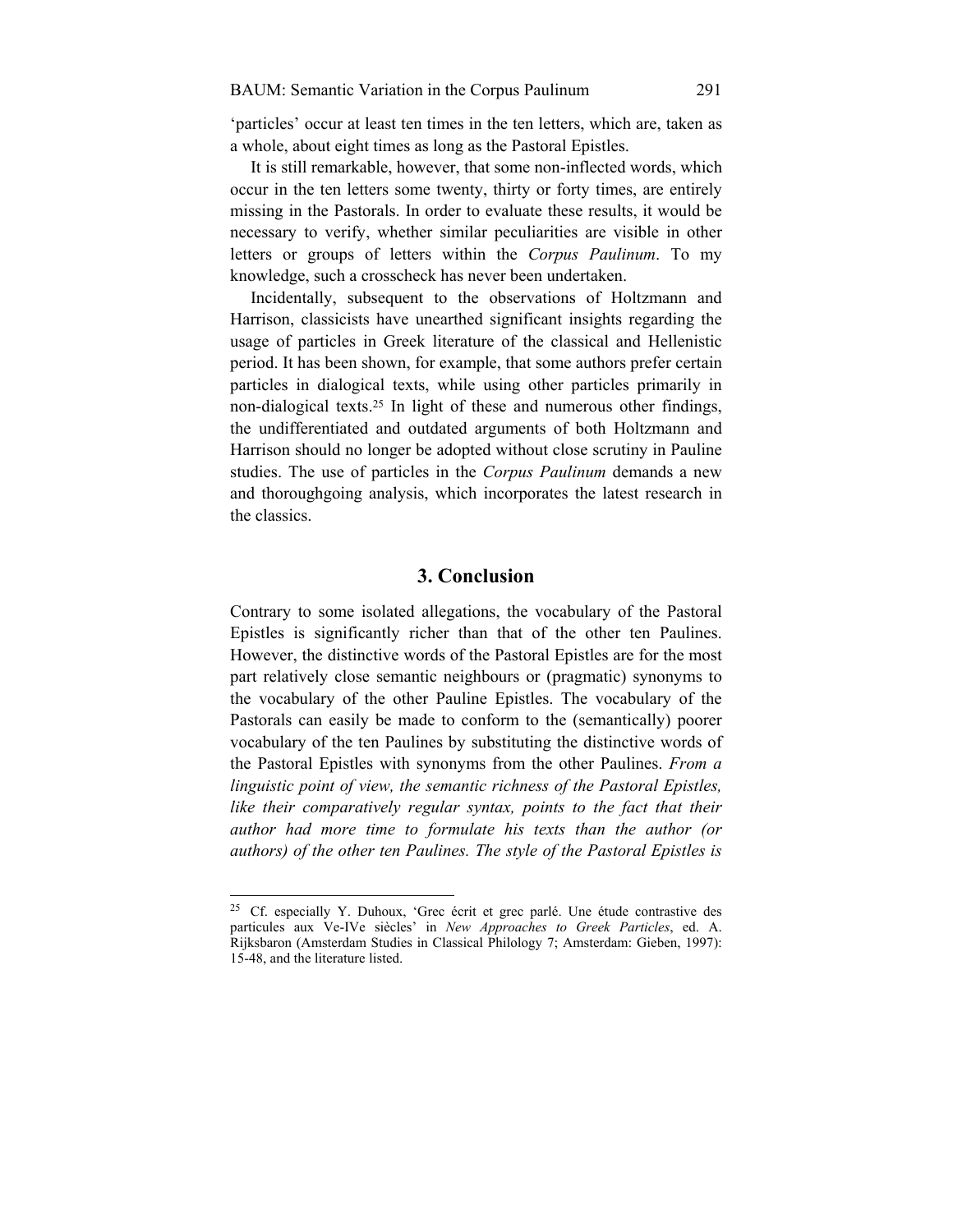'particles' occur at least ten times in the ten letters, which are, taken as a whole, about eight times as long as the Pastoral Epistles.

It is still remarkable, however, that some non-inflected words, which occur in the ten letters some twenty, thirty or forty times, are entirely missing in the Pastorals. In order to evaluate these results, it would be necessary to verify, whether similar peculiarities are visible in other letters or groups of letters within the *Corpus Paulinum*. To my knowledge, such a crosscheck has never been undertaken.

Incidentally, subsequent to the observations of Holtzmann and Harrison, classicists have unearthed significant insights regarding the usage of particles in Greek literature of the classical and Hellenistic period. It has been shown, for example, that some authors prefer certain particles in dialogical texts, while using other particles primarily in non-dialogical texts.[25] In light of these and numerous other findings, the undifferentiated and outdated arguments of both Holtzmann and Harrison should no longer be adopted without close scrutiny in Pauline studies. The use of particles in the *Corpus Paulinum* demands a new and thoroughgoing analysis, which incorporates the latest research in the classics.

## 3. Conclusion

Contrary to some isolated allegations, the vocabulary of the Pastoral Epistles is significantly richer than that of the other ten Paulines. However, the distinctive words of the Pastoral Epistles are for the most part relatively close semantic neighbours or (pragmatic) synonyms to the vocabulary of the other Pauline Epistles. The vocabulary of the Pastorals can easily be made to conform to the (semantically) poorer vocabulary of the ten Paulines by substituting the distinctive words of the Pastoral Epistles with synonyms from the other Paulines. *From a linguistic point of view, the semantic richness of the Pastoral Epistles, like their comparatively regular syntax, points to the fact that their author had more time to formulate his texts than the author (or authors) of the other ten Paulines. The style of the Pastoral Epistles is*

---

[25] Cf. especially Y. Duhoux, 'Grec écrit et grec parlé. Une étude contrastive des particules aux Ve-IVe siècles' in *New Approaches to Greek Particles*, ed. A. Rijksbaron (Amsterdam Studies in Classical Philology 7; Amsterdam: Gieben, 1997): 15-48, and the literature listed.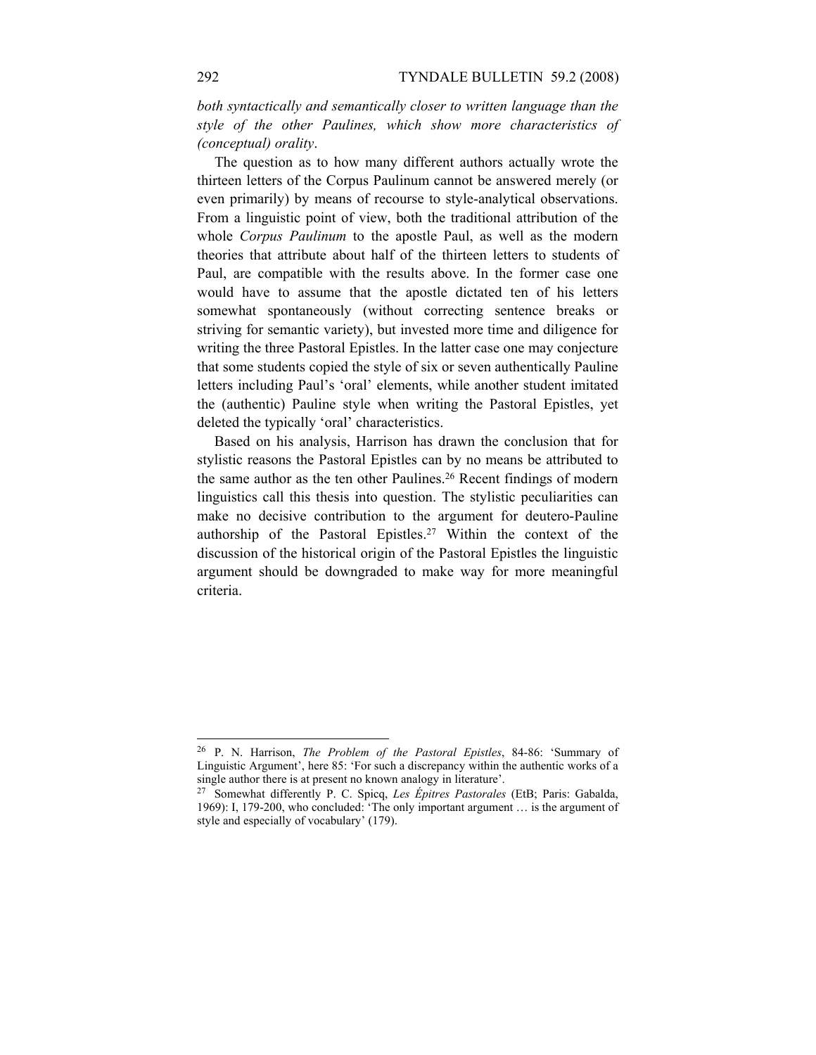*both syntactically and semantically closer to written language than the style of the other Paulines, which show more characteristics of (conceptual) orality*.

The question as to how many different authors actually wrote the thirteen letters of the Corpus Paulinum cannot be answered merely (or even primarily) by means of recourse to style-analytical observations. From a linguistic point of view, both the traditional attribution of the whole *Corpus Paulinum* to the apostle Paul, as well as the modern theories that attribute about half of the thirteen letters to students of Paul, are compatible with the results above. In the former case one would have to assume that the apostle dictated ten of his letters somewhat spontaneously (without correcting sentence breaks or striving for semantic variety), but invested more time and diligence for writing the three Pastoral Epistles. In the latter case one may conjecture that some students copied the style of six or seven authentically Pauline letters including Paul's 'oral' elements, while another student imitated the (authentic) Pauline style when writing the Pastoral Epistles, yet deleted the typically 'oral' characteristics.

Based on his analysis, Harrison has drawn the conclusion that for stylistic reasons the Pastoral Epistles can by no means be attributed to the same author as the ten other Paulines.[26] Recent findings of modern linguistics call this thesis into question. The stylistic peculiarities can make no decisive contribution to the argument for deutero-Pauline authorship of the Pastoral Epistles.[27] Within the context of the discussion of the historical origin of the Pastoral Epistles the linguistic argument should be downgraded to make way for more meaningful criteria.

---

[26] P. N. Harrison, *The Problem of the Pastoral Epistles*, 84-86: 'Summary of Linguistic Argument', here 85: 'For such a discrepancy within the authentic works of a single author there is at present no known analogy in literature'.

[27] Somewhat differently P. C. Spicq, *Les Épitres Pastorales* (EtB; Paris: Gabalda, 1969): I, 179-200, who concluded: 'The only important argument … is the argument of style and especially of vocabulary' (179).